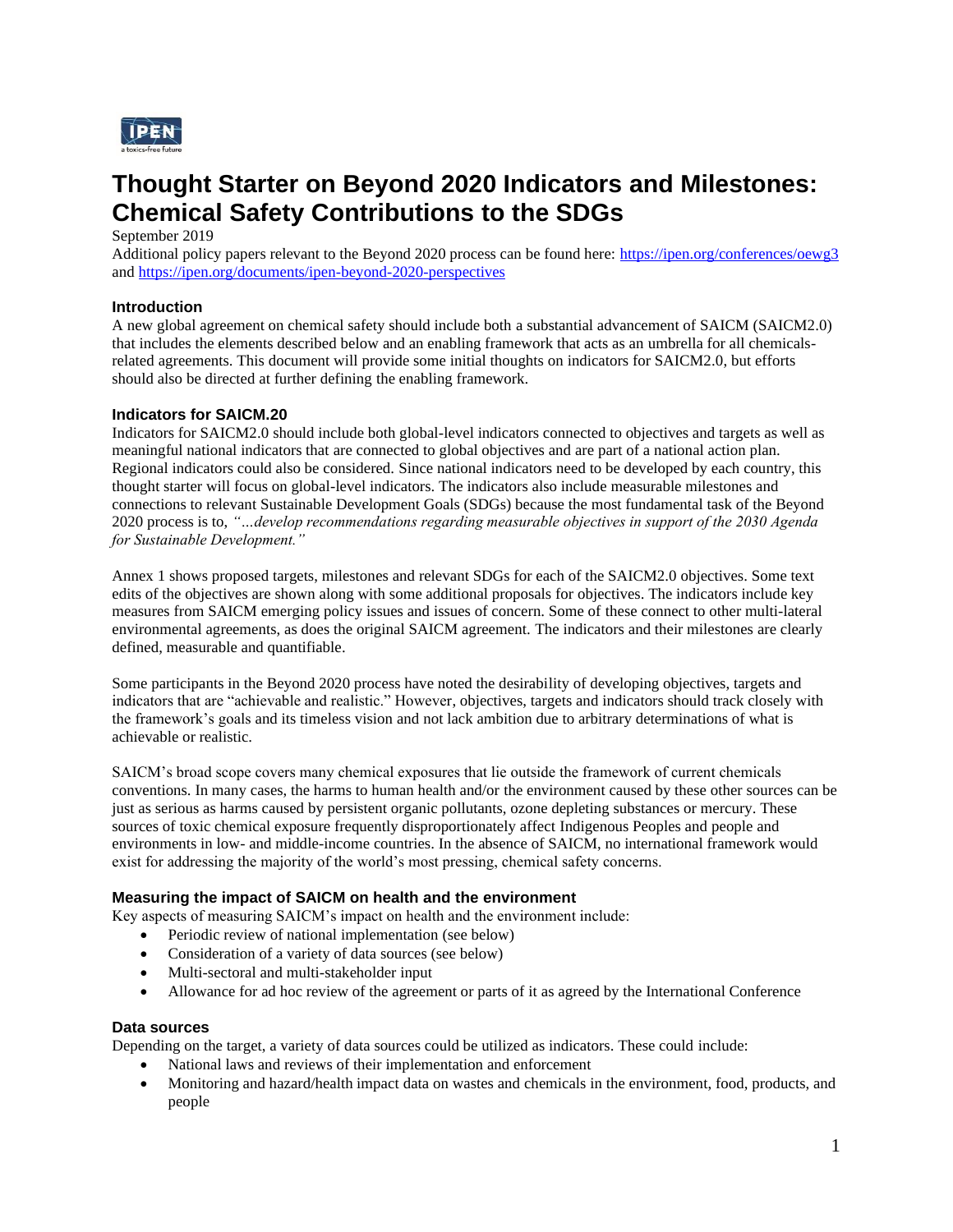# Thought Starter on Beyond 2020 Indicators and Milestones: Chemical Safety Contributions to the SDGs

September 2019

Additional policy papers relevant to the Beyond 2020 process can be found here: https://ipen.org/conferences/oewg3 and https://ipen.org/documents/ipen-beyond-2020-perspectives

### Introduction

A new global agreement on chemical safety should include both a substantial advancement of SAICM (SAICM2.0) that includes the elements described below and an enabling framework that acts as an umbrella for all chemicals-related agreements. This document will provide some initial thoughts on indicators for SAICM2.0, but efforts should also be directed at further defining the enabling framework.

### Indicators for SAICM.20

Indicators for SAICM2.0 should include both global-level indicators connected to objectives and targets as well as meaningful national indicators that are connected to global objectives and are part of a national action plan. Regional indicators could also be considered. Since national indicators need to be developed by each country, this thought starter will focus on global-level indicators. The indicators also include measurable milestones and connections to relevant Sustainable Development Goals (SDGs) because the most fundamental task of the Beyond 2020 process is to, *"…develop recommendations regarding measurable objectives in support of the 2030 Agenda for Sustainable Development."*

Annex 1 shows proposed targets, milestones and relevant SDGs for each of the SAICM2.0 objectives. Some text edits of the objectives are shown along with some additional proposals for objectives. The indicators include key measures from SAICM emerging policy issues and issues of concern. Some of these connect to other multi-lateral environmental agreements, as does the original SAICM agreement. The indicators and their milestones are clearly defined, measurable and quantifiable.

Some participants in the Beyond 2020 process have noted the desirability of developing objectives, targets and indicators that are "achievable and realistic." However, objectives, targets and indicators should track closely with the framework's goals and its timeless vision and not lack ambition due to arbitrary determinations of what is achievable or realistic.

SAICM's broad scope covers many chemical exposures that lie outside the framework of current chemicals conventions. In many cases, the harms to human health and/or the environment caused by these other sources can be just as serious as harms caused by persistent organic pollutants, ozone depleting substances or mercury. These sources of toxic chemical exposure frequently disproportionately affect Indigenous Peoples and people and environments in low- and middle-income countries. In the absence of SAICM, no international framework would exist for addressing the majority of the world's most pressing, chemical safety concerns.

### Measuring the impact of SAICM on health and the environment

Key aspects of measuring SAICM's impact on health and the environment include:

- Periodic review of national implementation (see below)
- Consideration of a variety of data sources (see below)
- Multi-sectoral and multi-stakeholder input
- Allowance for ad hoc review of the agreement or parts of it as agreed by the International Conference

### Data sources

Depending on the target, a variety of data sources could be utilized as indicators. These could include:

- National laws and reviews of their implementation and enforcement
- Monitoring and hazard/health impact data on wastes and chemicals in the environment, food, products, and people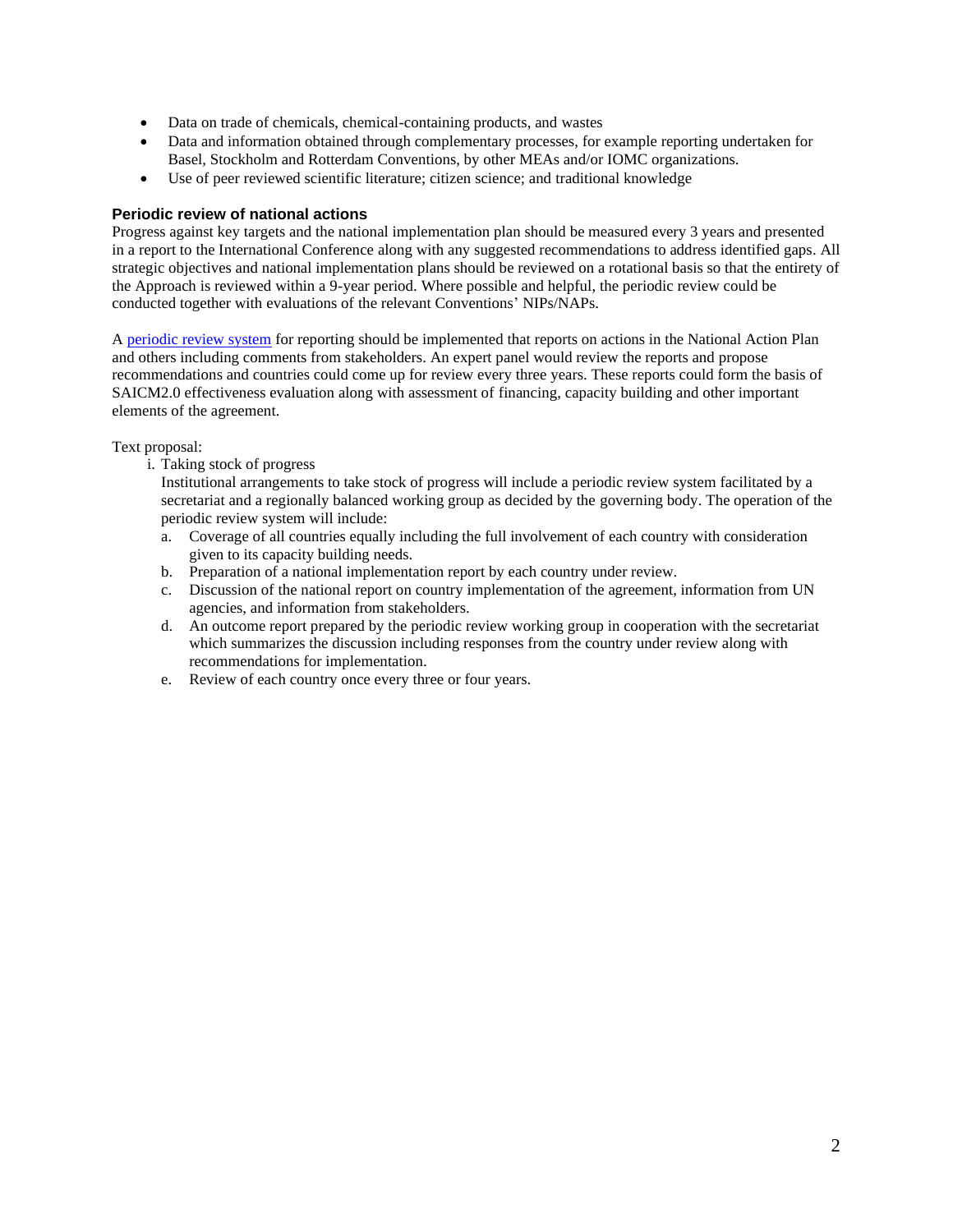- Data on trade of chemicals, chemical-containing products, and wastes
- Data and information obtained through complementary processes, for example reporting undertaken for Basel, Stockholm and Rotterdam Conventions, by other MEAs and/or IOMC organizations.
- Use of peer reviewed scientific literature; citizen science; and traditional knowledge

### Periodic review of national actions

Progress against key targets and the national implementation plan should be measured every 3 years and presented in a report to the International Conference along with any suggested recommendations to address identified gaps. All strategic objectives and national implementation plans should be reviewed on a rotational basis so that the entirety of the Approach is reviewed within a 9-year period. Where possible and helpful, the periodic review could be conducted together with evaluations of the relevant Conventions' NIPs/NAPs.

A periodic review system for reporting should be implemented that reports on actions in the National Action Plan and others including comments from stakeholders. An expert panel would review the reports and propose recommendations and countries could come up for review every three years. These reports could form the basis of SAICM2.0 effectiveness evaluation along with assessment of financing, capacity building and other important elements of the agreement.

Text proposal:

i. Taking stock of progress

Institutional arrangements to take stock of progress will include a periodic review system facilitated by a secretariat and a regionally balanced working group as decided by the governing body. The operation of the periodic review system will include:

a. Coverage of all countries equally including the full involvement of each country with consideration given to its capacity building needs.
b. Preparation of a national implementation report by each country under review.
c. Discussion of the national report on country implementation of the agreement, information from UN agencies, and information from stakeholders.
d. An outcome report prepared by the periodic review working group in cooperation with the secretariat which summarizes the discussion including responses from the country under review along with recommendations for implementation.
e. Review of each country once every three or four years.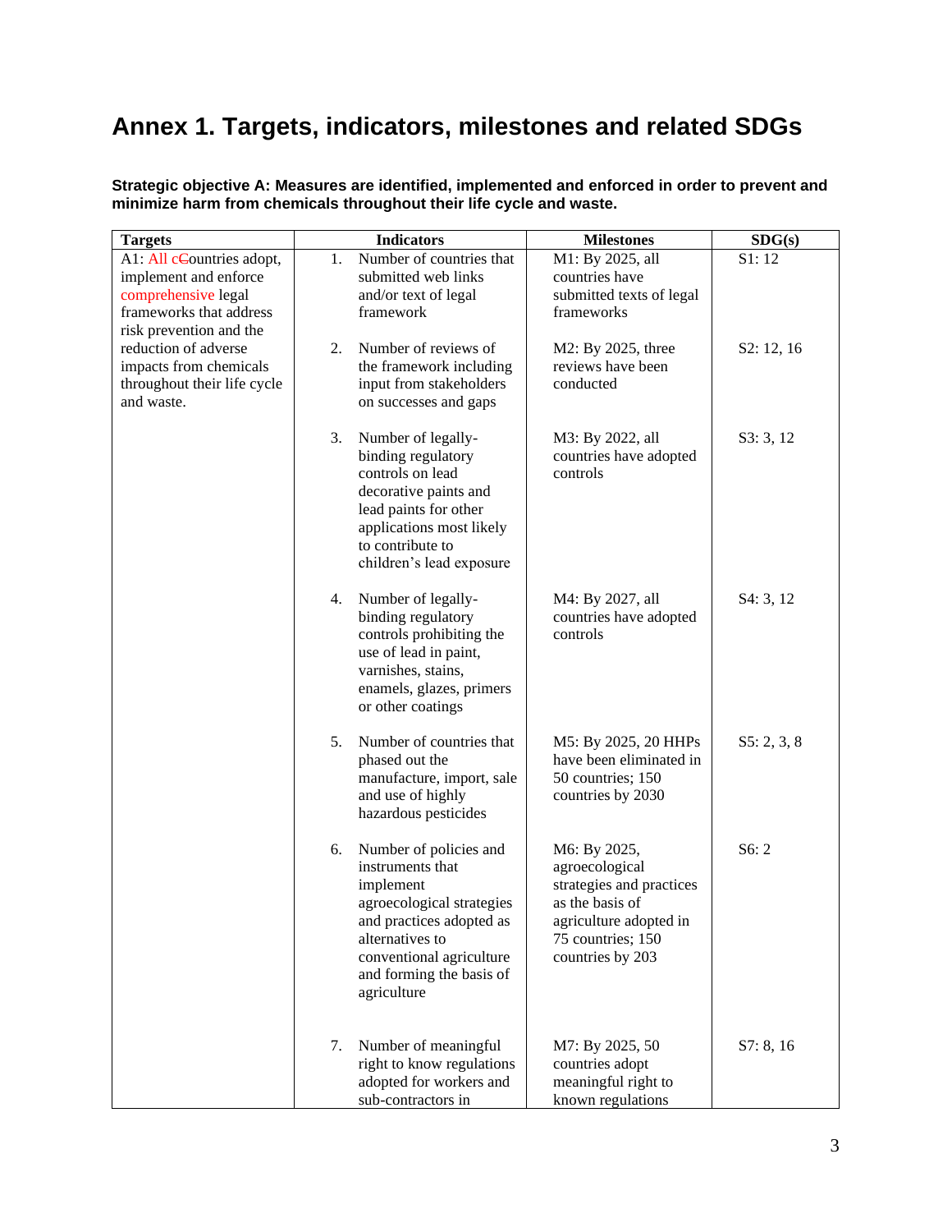# Annex 1. Targets, indicators, milestones and related SDGs

**Strategic objective A: Measures are identified, implemented and enforced in order to prevent and minimize harm from chemicals throughout their life cycle and waste.**

| Targets | Indicators | Milestones | SDG(s) |
|---|---|---|---|
| A1: All c~~C~~ountries adopt, implement and enforce comprehensive legal frameworks that address risk prevention and the reduction of adverse impacts from chemicals throughout their life cycle and waste. | 1. Number of countries that submitted web links and/or text of legal framework | M1: By 2025, all countries have submitted texts of legal frameworks | S1: 12 |
| | 2. Number of reviews of the framework including input from stakeholders on successes and gaps | M2: By 2025, three reviews have been conducted | S2: 12, 16 |
| | 3. Number of legally-binding regulatory controls on lead decorative paints and lead paints for other applications most likely to contribute to children's lead exposure | M3: By 2022, all countries have adopted controls | S3: 3, 12 |
| | 4. Number of legally-binding regulatory controls prohibiting the use of lead in paint, varnishes, stains, enamels, glazes, primers or other coatings | M4: By 2027, all countries have adopted controls | S4: 3, 12 |
| | 5. Number of countries that phased out the manufacture, import, sale and use of highly hazardous pesticides | M5: By 2025, 20 HHPs have been eliminated in 50 countries; 150 countries by 2030 | S5: 2, 3, 8 |
| | 6. Number of policies and instruments that implement agroecological strategies and practices adopted as alternatives to conventional agriculture and forming the basis of agriculture | M6: By 2025, agroecological strategies and practices as the basis of agriculture adopted in 75 countries; 150 countries by 203 | S6: 2 |
| | 7. Number of meaningful right to know regulations adopted for workers and sub-contractors in | M7: By 2025, 50 countries adopt meaningful right to known regulations | S7: 8, 16 |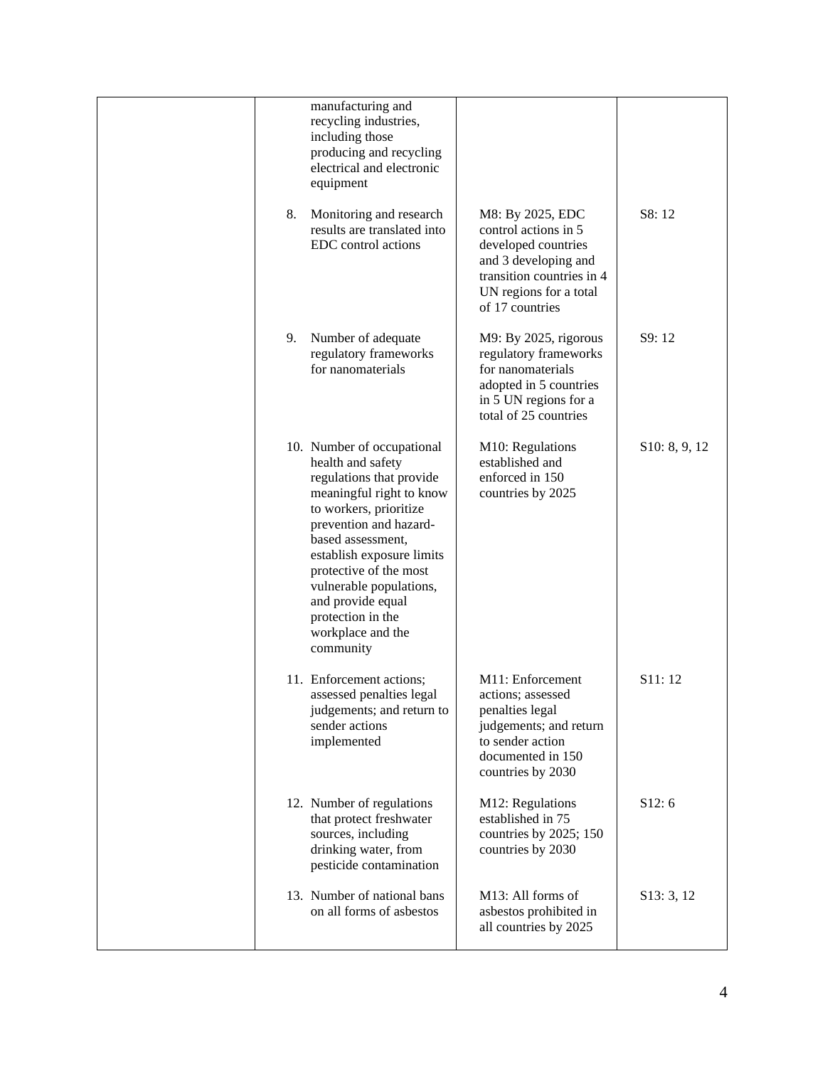| | | | |
|---|---|---|---|
| | manufacturing and recycling industries, including those producing and recycling electrical and electronic equipment | | |
| | 8. Monitoring and research results are translated into EDC control actions | M8: By 2025, EDC control actions in 5 developed countries and 3 developing and transition countries in 4 UN regions for a total of 17 countries | S8: 12 |
| | 9. Number of adequate regulatory frameworks for nanomaterials | M9: By 2025, rigorous regulatory frameworks for nanomaterials adopted in 5 countries in 5 UN regions for a total of 25 countries | S9: 12 |
| | 10. Number of occupational health and safety regulations that provide meaningful right to know to workers, prioritize prevention and hazard-based assessment, establish exposure limits protective of the most vulnerable populations, and provide equal protection in the workplace and the community | M10: Regulations established and enforced in 150 countries by 2025 | S10: 8, 9, 12 |
| | 11. Enforcement actions; assessed penalties legal judgements; and return to sender actions implemented | M11: Enforcement actions; assessed penalties legal judgements; and return to sender action documented in 150 countries by 2030 | S11: 12 |
| | 12. Number of regulations that protect freshwater sources, including drinking water, from pesticide contamination | M12: Regulations established in 75 countries by 2025; 150 countries by 2030 | S12: 6 |
| | 13. Number of national bans on all forms of asbestos | M13: All forms of asbestos prohibited in all countries by 2025 | S13: 3, 12 |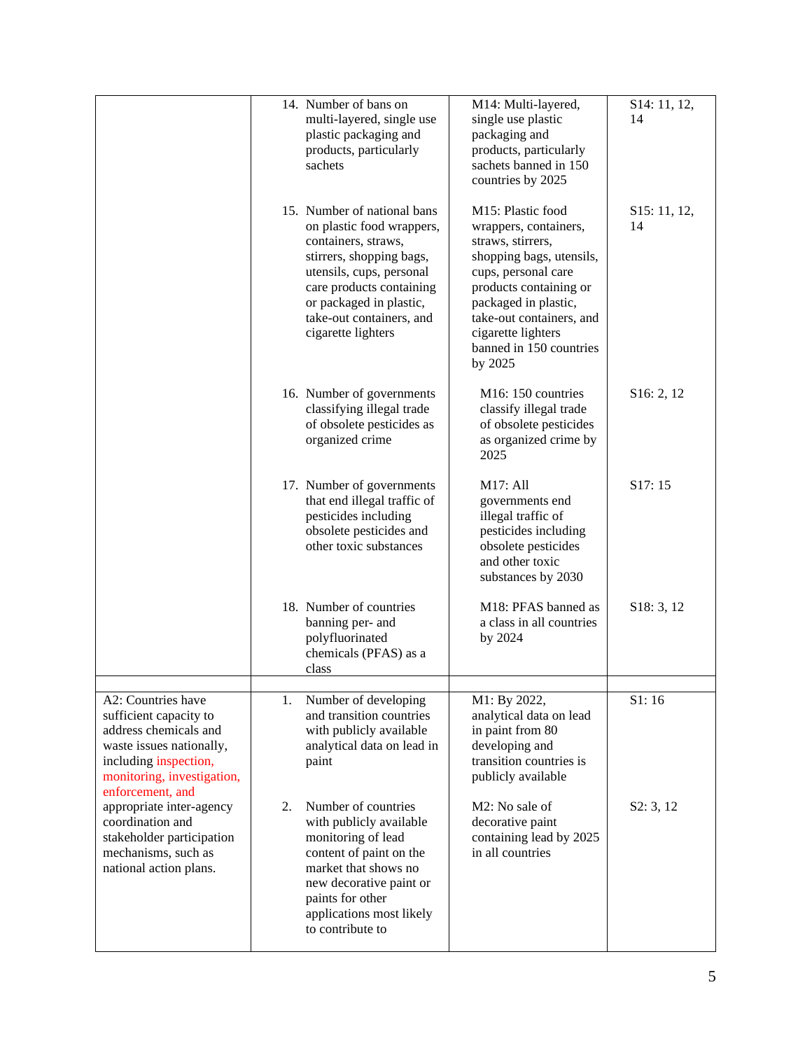| | | | |
|---|---|---|---|
| | 14. Number of bans on multi-layered, single use plastic packaging and products, particularly sachets | M14: Multi-layered, single use plastic packaging and products, particularly sachets banned in 150 countries by 2025 | S14: 11, 12, 14 |
| | 15. Number of national bans on plastic food wrappers, containers, straws, stirrers, shopping bags, utensils, cups, personal care products containing or packaged in plastic, take-out containers, and cigarette lighters | M15: Plastic food wrappers, containers, straws, stirrers, shopping bags, utensils, cups, personal care products containing or packaged in plastic, take-out containers, and cigarette lighters banned in 150 countries by 2025 | S15: 11, 12, 14 |
| | 16. Number of governments classifying illegal trade of obsolete pesticides as organized crime | M16: 150 countries classify illegal trade of obsolete pesticides as organized crime by 2025 | S16: 2, 12 |
| | 17. Number of governments that end illegal traffic of pesticides including obsolete pesticides and other toxic substances | M17: All governments end illegal traffic of pesticides including obsolete pesticides and other toxic substances by 2030 | S17: 15 |
| | 18. Number of countries banning per- and polyfluorinated chemicals (PFAS) as a class | M18: PFAS banned as a class in all countries by 2024 | S18: 3, 12 |
| | | | |
| A2: Countries have sufficient capacity to address chemicals and waste issues nationally, including inspection, monitoring, investigation, enforcement, and appropriate inter-agency coordination and stakeholder participation mechanisms, such as national action plans. | 1. Number of developing and transition countries with publicly available analytical data on lead in paint | M1: By 2022, analytical data on lead in paint from 80 developing and transition countries is publicly available | S1: 16 |
| | 2. Number of countries with publicly available monitoring of lead content of paint on the market that shows no new decorative paint or paints for other applications most likely to contribute to | M2: No sale of decorative paint containing lead by 2025 in all countries | S2: 3, 12 |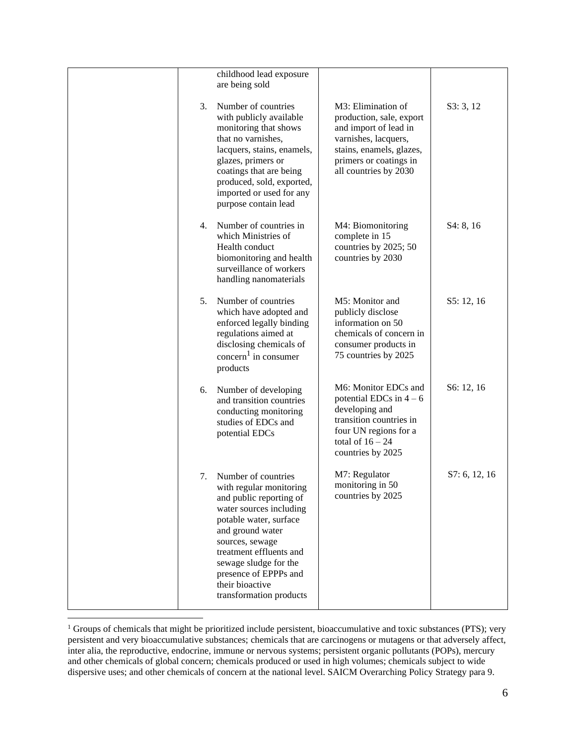| | | | |
|---|---|---|---|
| | childhood lead exposure are being sold | | |
| | 3. Number of countries with publicly available monitoring that shows that no varnishes, lacquers, stains, enamels, glazes, primers or coatings that are being produced, sold, exported, imported or used for any purpose contain lead | M3: Elimination of production, sale, export and import of lead in varnishes, lacquers, stains, enamels, glazes, primers or coatings in all countries by 2030 | S3: 3, 12 |
| | 4. Number of countries in which Ministries of Health conduct biomonitoring and health surveillance of workers handling nanomaterials | M4: Biomonitoring complete in 15 countries by 2025; 50 countries by 2030 | S4: 8, 16 |
| | 5. Number of countries which have adopted and enforced legally binding regulations aimed at disclosing chemicals of concern[1] in consumer products | M5: Monitor and publicly disclose information on 50 chemicals of concern in consumer products in 75 countries by 2025 | S5: 12, 16 |
| | 6. Number of developing and transition countries conducting monitoring studies of EDCs and potential EDCs | M6: Monitor EDCs and potential EDCs in 4 – 6 developing and transition countries in four UN regions for a total of 16 – 24 countries by 2025 | S6: 12, 16 |
| | 7. Number of countries with regular monitoring and public reporting of water sources including potable water, surface and ground water sources, sewage treatment effluents and sewage sludge for the presence of EPPPs and their bioactive transformation products | M7: Regulator monitoring in 50 countries by 2025 | S7: 6, 12, 16 |

[1] Groups of chemicals that might be prioritized include persistent, bioaccumulative and toxic substances (PTS); very persistent and very bioaccumulative substances; chemicals that are carcinogens or mutagens or that adversely affect, inter alia, the reproductive, endocrine, immune or nervous systems; persistent organic pollutants (POPs), mercury and other chemicals of global concern; chemicals produced or used in high volumes; chemicals subject to wide dispersive uses; and other chemicals of concern at the national level. SAICM Overarching Policy Strategy para 9.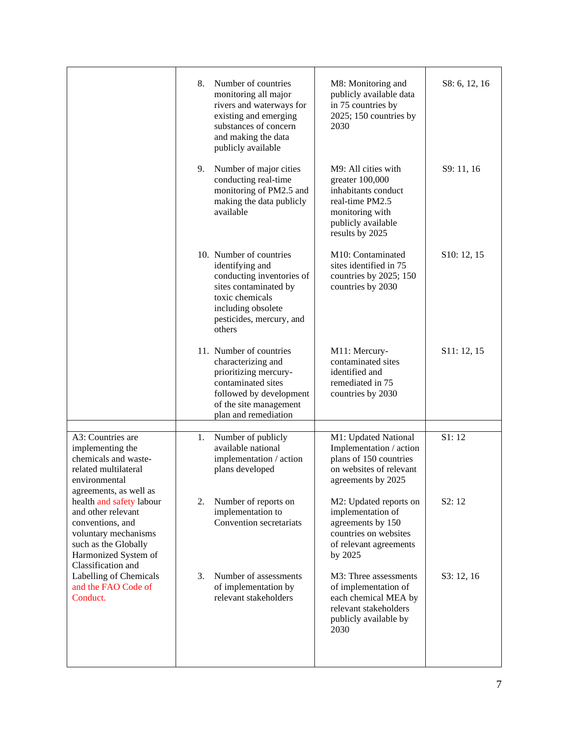| | | | |
|---|---|---|---|
| | 8. Number of countries monitoring all major rivers and waterways for existing and emerging substances of concern and making the data publicly available | M8: Monitoring and publicly available data in 75 countries by 2025; 150 countries by 2030 | S8: 6, 12, 16 |
| | 9. Number of major cities conducting real-time monitoring of PM2.5 and making the data publicly available | M9: All cities with greater 100,000 inhabitants conduct real-time PM2.5 monitoring with publicly available results by 2025 | S9: 11, 16 |
| | 10. Number of countries identifying and conducting inventories of sites contaminated by toxic chemicals including obsolete pesticides, mercury, and others | M10: Contaminated sites identified in 75 countries by 2025; 150 countries by 2030 | S10: 12, 15 |
| | 11. Number of countries characterizing and prioritizing mercury-contaminated sites followed by development of the site management plan and remediation | M11: Mercury-contaminated sites identified and remediated in 75 countries by 2030 | S11: 12, 15 |
| | | | |
| A3: Countries are implementing the chemicals and waste-related multilateral environmental agreements, as well as health and safety labour and other relevant conventions, and voluntary mechanisms such as the Globally Harmonized System of Classification and Labelling of Chemicals and the FAO Code of Conduct. | 1. Number of publicly available national implementation / action plans developed | M1: Updated National Implementation / action plans of 150 countries on websites of relevant agreements by 2025 | S1: 12 |
| | 2. Number of reports on implementation to Convention secretariats | M2: Updated reports on implementation of agreements by 150 countries on websites of relevant agreements by 2025 | S2: 12 |
| | 3. Number of assessments of implementation by relevant stakeholders | M3: Three assessments of implementation of each chemical MEA by relevant stakeholders publicly available by 2030 | S3: 12, 16 |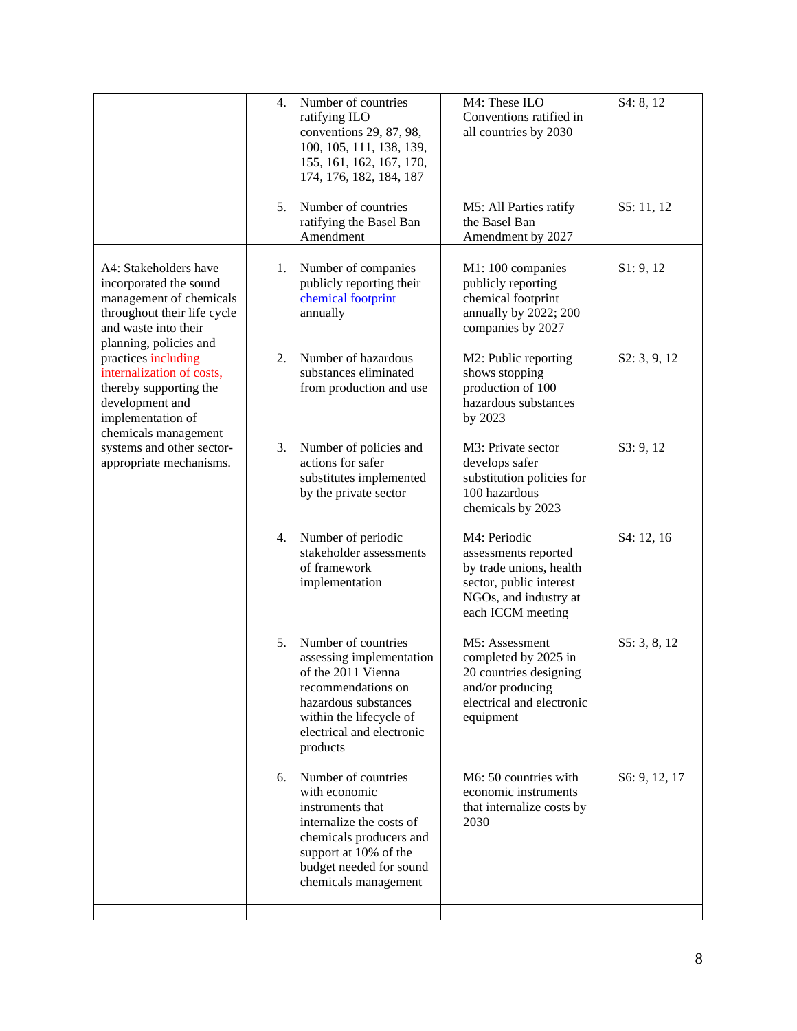| | | | |
|---|---|---|---|
| | 4. Number of countries ratifying ILO conventions 29, 87, 98, 100, 105, 111, 138, 139, 155, 161, 162, 167, 170, 174, 176, 182, 184, 187 | M4: These ILO Conventions ratified in all countries by 2030 | S4: 8, 12 |
| | 5. Number of countries ratifying the Basel Ban Amendment | M5: All Parties ratify the Basel Ban Amendment by 2027 | S5: 11, 12 |
| | | | |
| A4: Stakeholders have incorporated the sound management of chemicals throughout their life cycle and waste into their planning, policies and practices including internalization of costs, thereby supporting the development and implementation of chemicals management systems and other sector-appropriate mechanisms. | 1. Number of companies publicly reporting their [chemical footprint]() annually | M1: 100 companies publicly reporting chemical footprint annually by 2022; 200 companies by 2027 | S1: 9, 12 |
| | 2. Number of hazardous substances eliminated from production and use | M2: Public reporting shows stopping production of 100 hazardous substances by 2023 | S2: 3, 9, 12 |
| | 3. Number of policies and actions for safer substitutes implemented by the private sector | M3: Private sector develops safer substitution policies for 100 hazardous chemicals by 2023 | S3: 9, 12 |
| | 4. Number of periodic stakeholder assessments of framework implementation | M4: Periodic assessments reported by trade unions, health sector, public interest NGOs, and industry at each ICCM meeting | S4: 12, 16 |
| | 5. Number of countries assessing implementation of the 2011 Vienna recommendations on hazardous substances within the lifecycle of electrical and electronic products | M5: Assessment completed by 2025 in 20 countries designing and/or producing electrical and electronic equipment | S5: 3, 8, 12 |
| | 6. Number of countries with economic instruments that internalize the costs of chemicals producers and support at 10% of the budget needed for sound chemicals management | M6: 50 countries with economic instruments that internalize costs by 2030 | S6: 9, 12, 17 |
| | | | |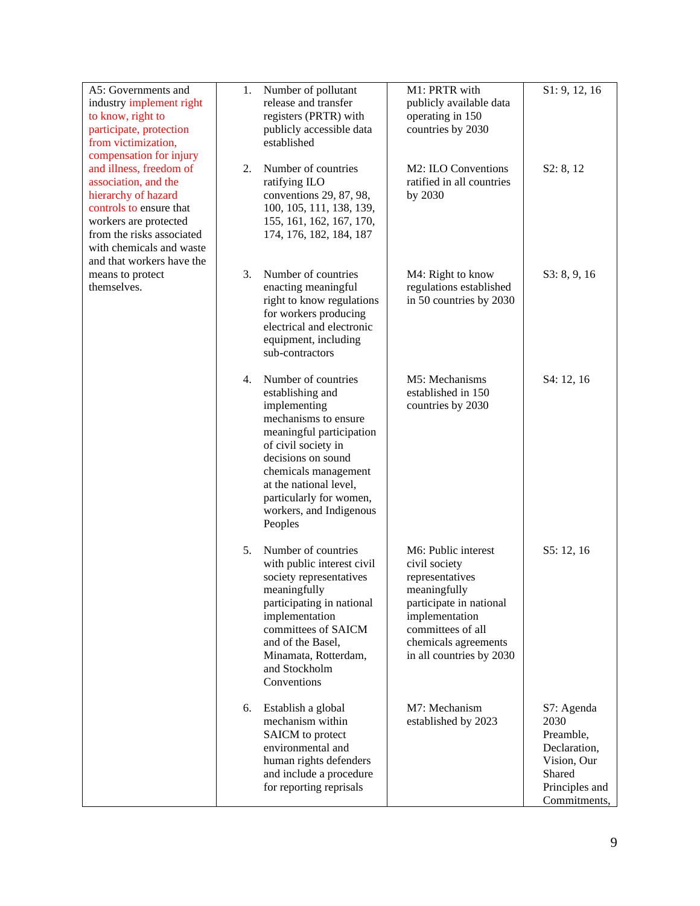| A5: Governments and industry implement right to know, right to participate, protection from victimization, compensation for injury and illness, freedom of association, and the hierarchy of hazard controls to ensure that workers are protected from the risks associated with chemicals and waste and that workers have the means to protect themselves. | 1. Number of pollutant release and transfer registers (PRTR) with publicly accessible data established | M1: PRTR with publicly available data operating in 150 countries by 2030 | S1: 9, 12, 16 |
|---|---|---|---|
| | 2. Number of countries ratifying ILO conventions 29, 87, 98, 100, 105, 111, 138, 139, 155, 161, 162, 167, 170, 174, 176, 182, 184, 187 | M2: ILO Conventions ratified in all countries by 2030 | S2: 8, 12 |
| | 3. Number of countries enacting meaningful right to know regulations for workers producing electrical and electronic equipment, including sub-contractors | M4: Right to know regulations established in 50 countries by 2030 | S3: 8, 9, 16 |
| | 4. Number of countries establishing and implementing mechanisms to ensure meaningful participation of civil society in decisions on sound chemicals management at the national level, particularly for women, workers, and Indigenous Peoples | M5: Mechanisms established in 150 countries by 2030 | S4: 12, 16 |
| | 5. Number of countries with public interest civil society representatives meaningfully participating in national implementation committees of SAICM and of the Basel, Minamata, Rotterdam, and Stockholm Conventions | M6: Public interest civil society representatives meaningfully participate in national implementation committees of all chemicals agreements in all countries by 2030 | S5: 12, 16 |
| | 6. Establish a global mechanism within SAICM to protect environmental and human rights defenders and include a procedure for reporting reprisals | M7: Mechanism established by 2023 | S7: Agenda 2030 Preamble, Declaration, Vision, Our Shared Principles and Commitments, |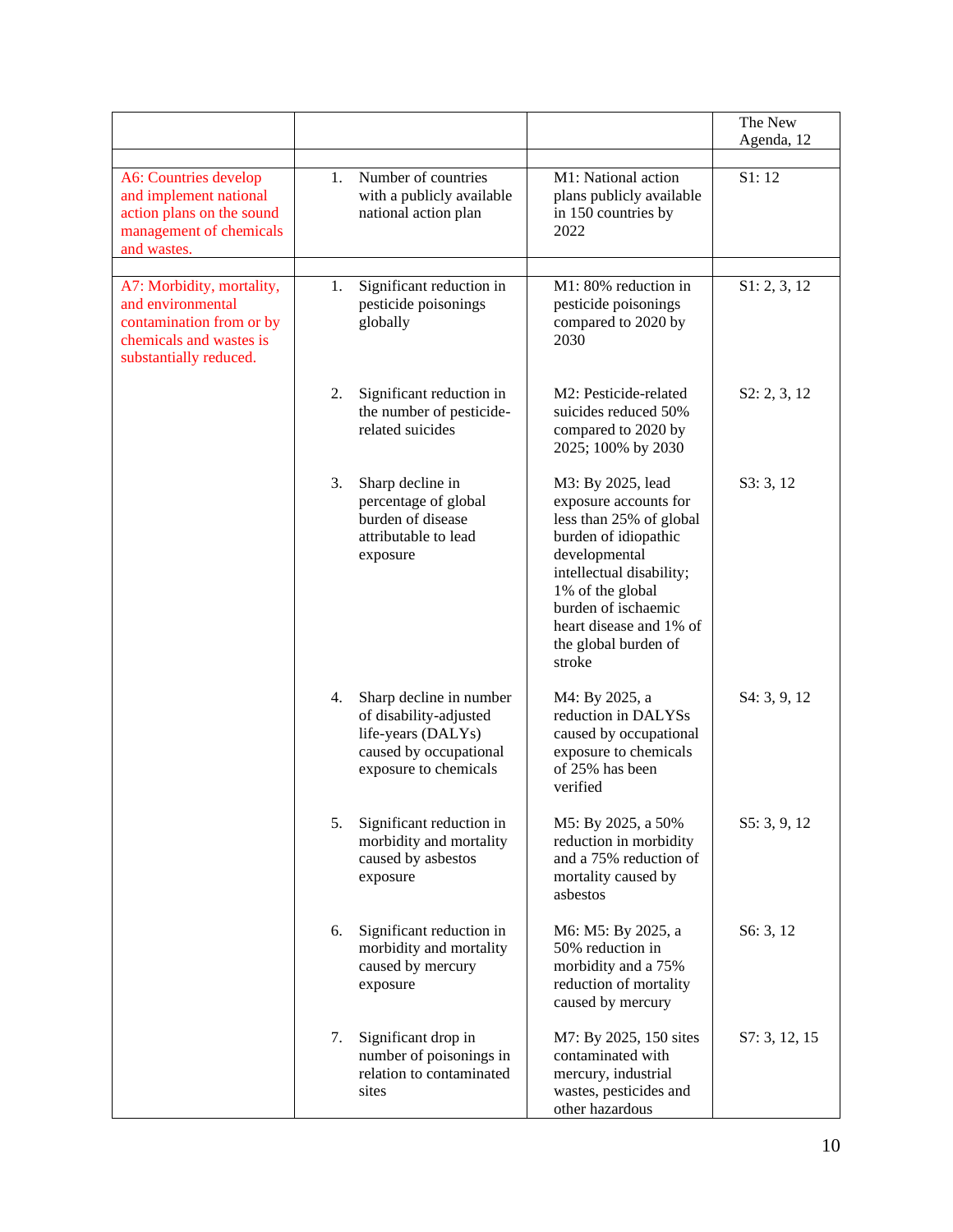| | | | The New Agenda, 12 |
|---|---|---|---|
| | | | |
| A6: Countries develop and implement national action plans on the sound management of chemicals and wastes. | 1. Number of countries with a publicly available national action plan | M1: National action plans publicly available in 150 countries by 2022 | S1: 12 |
| | | | |
| A7: Morbidity, mortality, and environmental contamination from or by chemicals and wastes is substantially reduced. | 1. Significant reduction in pesticide poisonings globally | M1: 80% reduction in pesticide poisonings compared to 2020 by 2030 | S1: 2, 3, 12 |
| | 2. Significant reduction in the number of pesticide-related suicides | M2: Pesticide-related suicides reduced 50% compared to 2020 by 2025; 100% by 2030 | S2: 2, 3, 12 |
| | 3. Sharp decline in percentage of global burden of disease attributable to lead exposure | M3: By 2025, lead exposure accounts for less than 25% of global burden of idiopathic developmental intellectual disability; 1% of the global burden of ischaemic heart disease and 1% of the global burden of stroke | S3: 3, 12 |
| | 4. Sharp decline in number of disability-adjusted life-years (DALYs) caused by occupational exposure to chemicals | M4: By 2025, a reduction in DALYSs caused by occupational exposure to chemicals of 25% has been verified | S4: 3, 9, 12 |
| | 5. Significant reduction in morbidity and mortality caused by asbestos exposure | M5: By 2025, a 50% reduction in morbidity and a 75% reduction of mortality caused by asbestos | S5: 3, 9, 12 |
| | 6. Significant reduction in morbidity and mortality caused by mercury exposure | M6: M5: By 2025, a 50% reduction in morbidity and a 75% reduction of mortality caused by mercury | S6: 3, 12 |
| | 7. Significant drop in number of poisonings in relation to contaminated sites | M7: By 2025, 150 sites contaminated with mercury, industrial wastes, pesticides and other hazardous | S7: 3, 12, 15 |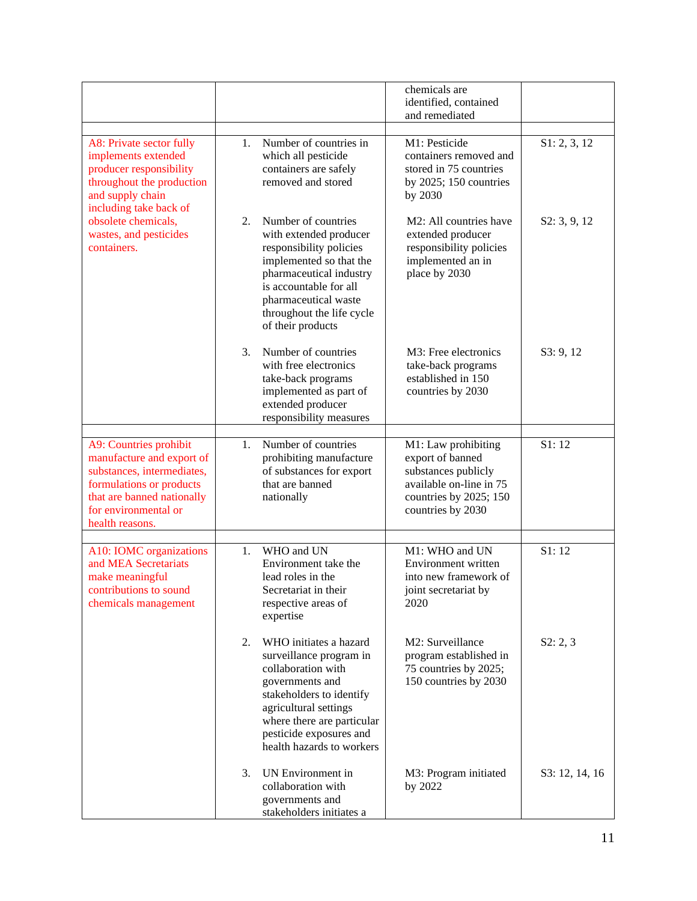| | | | |
|---|---|---|---|
| | | chemicals are identified, contained and remediated | |
| | | | |
| A8: Private sector fully implements extended producer responsibility throughout the production and supply chain including take back of obsolete chemicals, wastes, and pesticides containers. | 1. Number of countries in which all pesticide containers are safely removed and stored | M1: Pesticide containers removed and stored in 75 countries by 2025; 150 countries by 2030 | S1: 2, 3, 12 |
| | 2. Number of countries with extended producer responsibility policies implemented so that the pharmaceutical industry is accountable for all pharmaceutical waste throughout the life cycle of their products | M2: All countries have extended producer responsibility policies implemented an in place by 2030 | S2: 3, 9, 12 |
| | 3. Number of countries with free electronics take-back programs implemented as part of extended producer responsibility measures | M3: Free electronics take-back programs established in 150 countries by 2030 | S3: 9, 12 |
| | | | |
| A9: Countries prohibit manufacture and export of substances, intermediates, formulations or products that are banned nationally for environmental or health reasons. | 1. Number of countries prohibiting manufacture of substances for export that are banned nationally | M1: Law prohibiting export of banned substances publicly available on-line in 75 countries by 2025; 150 countries by 2030 | S1: 12 |
| | | | |
| A10: IOMC organizations and MEA Secretariats make meaningful contributions to sound chemicals management | 1. WHO and UN Environment take the lead in the Secretariat in their respective areas of expertise | M1: WHO and UN Environment written into new framework of joint secretariat by 2020 | S1: 12 |
| | 2. WHO initiates a hazard surveillance program in collaboration with governments and stakeholders to identify agricultural settings where there are particular pesticide exposures and health hazards to workers | M2: Surveillance program established in 75 countries by 2025; 150 countries by 2030 | S2: 2, 3 |
| | 3. UN Environment in collaboration with governments and stakeholders initiates a | M3: Program initiated by 2022 | S3: 12, 14, 16 |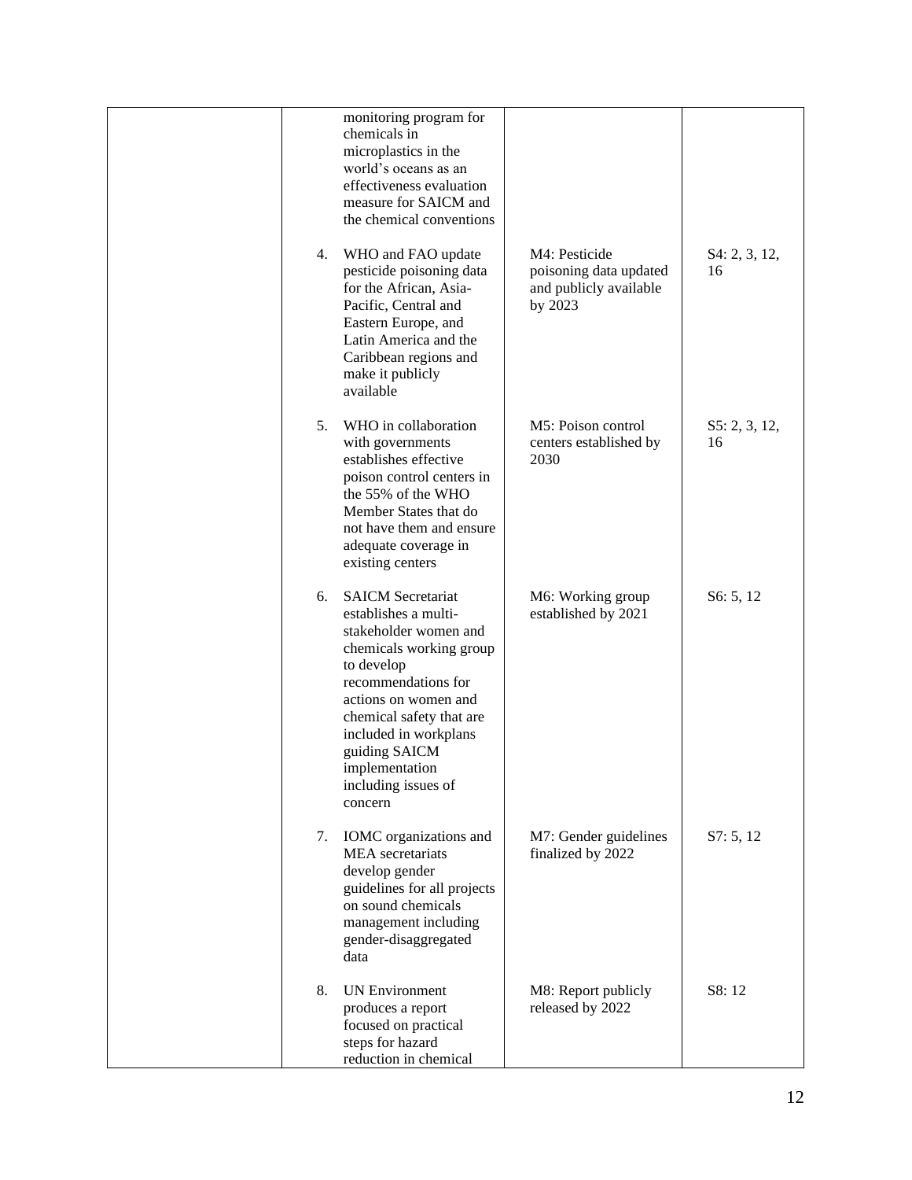| | | | |
|---|---|---|---|
| | monitoring program for chemicals in microplastics in the world's oceans as an effectiveness evaluation measure for SAICM and the chemical conventions | | |
| | 4. WHO and FAO update pesticide poisoning data for the African, Asia-Pacific, Central and Eastern Europe, and Latin America and the Caribbean regions and make it publicly available | M4: Pesticide poisoning data updated and publicly available by 2023 | S4: 2, 3, 12, 16 |
| | 5. WHO in collaboration with governments establishes effective poison control centers in the 55% of the WHO Member States that do not have them and ensure adequate coverage in existing centers | M5: Poison control centers established by 2030 | S5: 2, 3, 12, 16 |
| | 6. SAICM Secretariat establishes a multi-stakeholder women and chemicals working group to develop recommendations for actions on women and chemical safety that are included in workplans guiding SAICM implementation including issues of concern | M6: Working group established by 2021 | S6: 5, 12 |
| | 7. IOMC organizations and MEA secretariats develop gender guidelines for all projects on sound chemicals management including gender-disaggregated data | M7: Gender guidelines finalized by 2022 | S7: 5, 12 |
| | 8. UN Environment produces a report focused on practical steps for hazard reduction in chemical | M8: Report publicly released by 2022 | S8: 12 |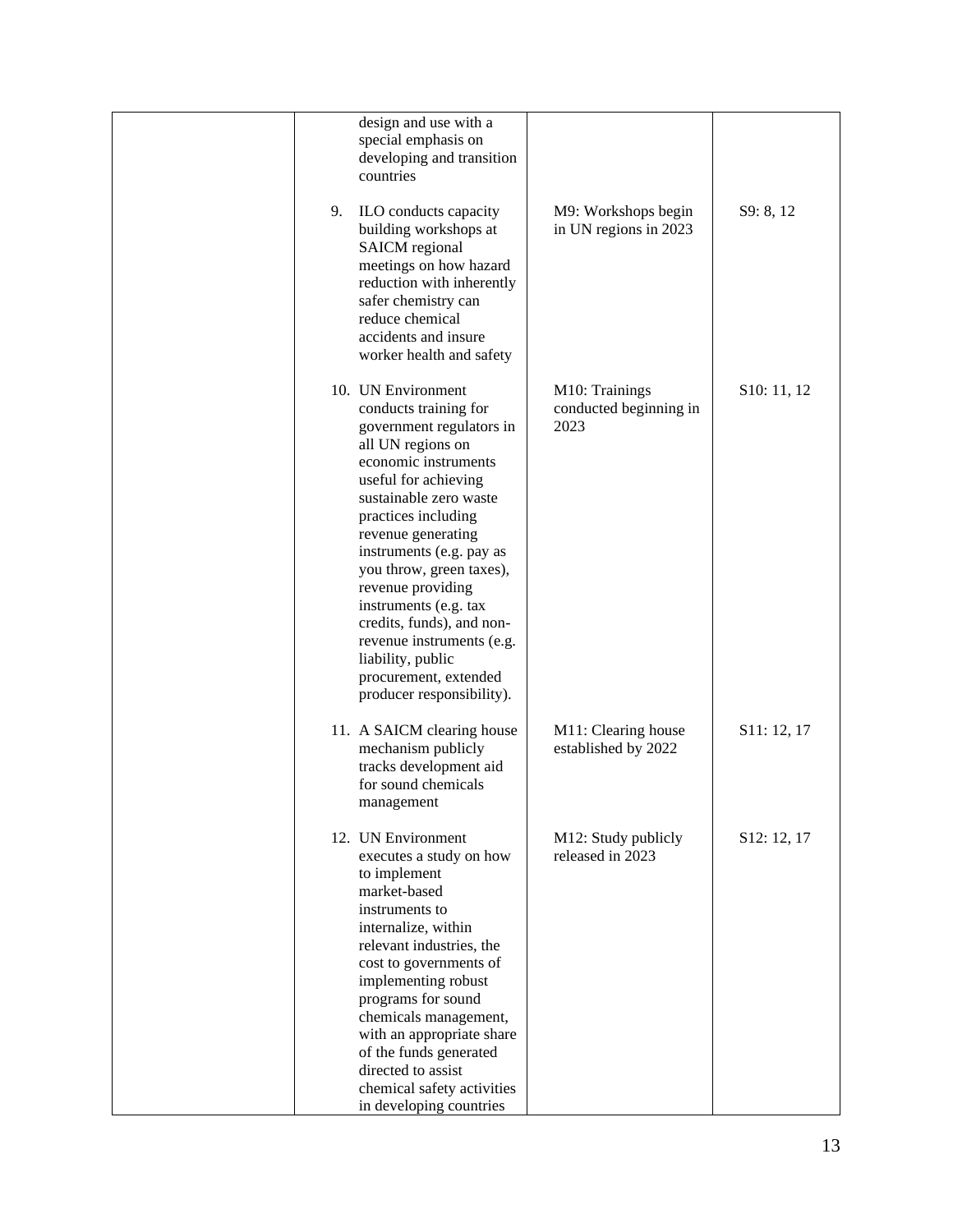| | | | |
|---|---|---|---|
| | design and use with a special emphasis on developing and transition countries | | |
| | 9. ILO conducts capacity building workshops at SAICM regional meetings on how hazard reduction with inherently safer chemistry can reduce chemical accidents and insure worker health and safety | M9: Workshops begin in UN regions in 2023 | S9: 8, 12 |
| | 10. UN Environment conducts training for government regulators in all UN regions on economic instruments useful for achieving sustainable zero waste practices including revenue generating instruments (e.g. pay as you throw, green taxes), revenue providing instruments (e.g. tax credits, funds), and non-revenue instruments (e.g. liability, public procurement, extended producer responsibility). | M10: Trainings conducted beginning in 2023 | S10: 11, 12 |
| | 11. A SAICM clearing house mechanism publicly tracks development aid for sound chemicals management | M11: Clearing house established by 2022 | S11: 12, 17 |
| | 12. UN Environment executes a study on how to implement market-based instruments to internalize, within relevant industries, the cost to governments of implementing robust programs for sound chemicals management, with an appropriate share of the funds generated directed to assist chemical safety activities in developing countries | M12: Study publicly released in 2023 | S12: 12, 17 |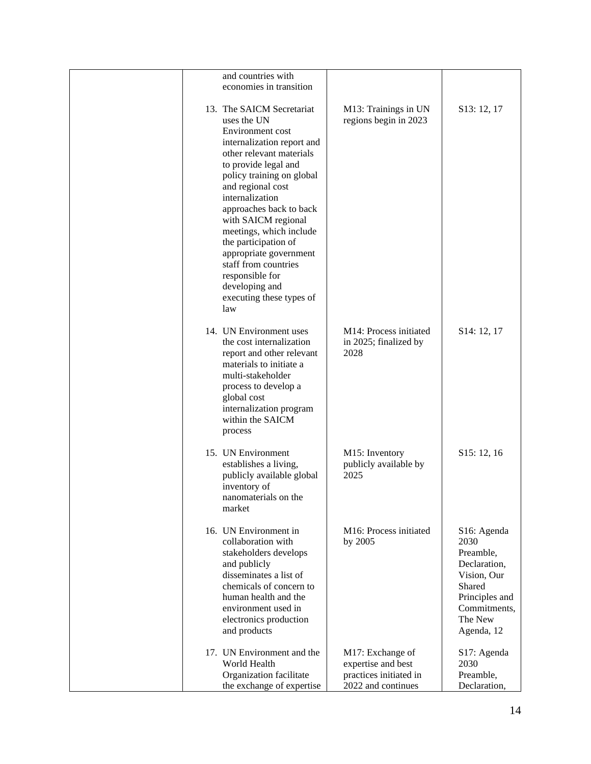| | | | |
|---|---|---|---|
| | and countries with economies in transition | | |
| | 13. The SAICM Secretariat uses the UN Environment cost internalization report and other relevant materials to provide legal and policy training on global and regional cost internalization approaches back to back with SAICM regional meetings, which include the participation of appropriate government staff from countries responsible for developing and executing these types of law | M13: Trainings in UN regions begin in 2023 | S13: 12, 17 |
| | 14. UN Environment uses the cost internalization report and other relevant materials to initiate a multi-stakeholder process to develop a global cost internalization program within the SAICM process | M14: Process initiated in 2025; finalized by 2028 | S14: 12, 17 |
| | 15. UN Environment establishes a living, publicly available global inventory of nanomaterials on the market | M15: Inventory publicly available by 2025 | S15: 12, 16 |
| | 16. UN Environment in collaboration with stakeholders develops and publicly disseminates a list of chemicals of concern to human health and the environment used in electronics production and products | M16: Process initiated by 2005 | S16: Agenda 2030 Preamble, Declaration, Vision, Our Shared Principles and Commitments, The New Agenda, 12 |
| | 17. UN Environment and the World Health Organization facilitate the exchange of expertise | M17: Exchange of expertise and best practices initiated in 2022 and continues | S17: Agenda 2030 Preamble, Declaration, |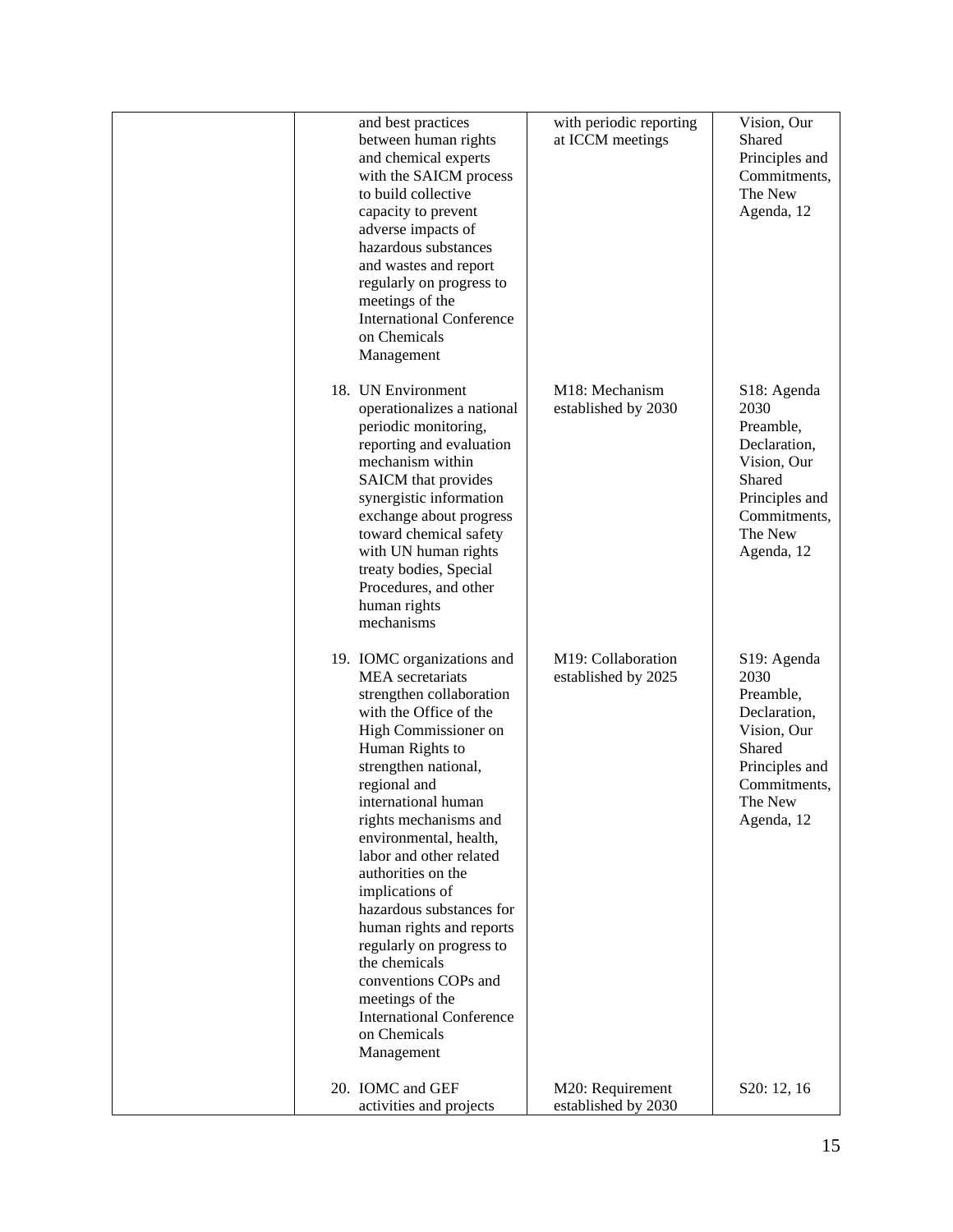| | | | |
|---|---|---|---|
| | and best practices between human rights and chemical experts with the SAICM process to build collective capacity to prevent adverse impacts of hazardous substances and wastes and report regularly on progress to meetings of the International Conference on Chemicals Management | with periodic reporting at ICCM meetings | Vision, Our Shared Principles and Commitments, The New Agenda, 12 |
| | 18. UN Environment operationalizes a national periodic monitoring, reporting and evaluation mechanism within SAICM that provides synergistic information exchange about progress toward chemical safety with UN human rights treaty bodies, Special Procedures, and other human rights mechanisms | M18: Mechanism established by 2030 | S18: Agenda 2030 Preamble, Declaration, Vision, Our Shared Principles and Commitments, The New Agenda, 12 |
| | 19. IOMC organizations and MEA secretariats strengthen collaboration with the Office of the High Commissioner on Human Rights to strengthen national, regional and international human rights mechanisms and environmental, health, labor and other related authorities on the implications of hazardous substances for human rights and reports regularly on progress to the chemicals conventions COPs and meetings of the International Conference on Chemicals Management | M19: Collaboration established by 2025 | S19: Agenda 2030 Preamble, Declaration, Vision, Our Shared Principles and Commitments, The New Agenda, 12 |
| | 20. IOMC and GEF activities and projects | M20: Requirement established by 2030 | S20: 12, 16 |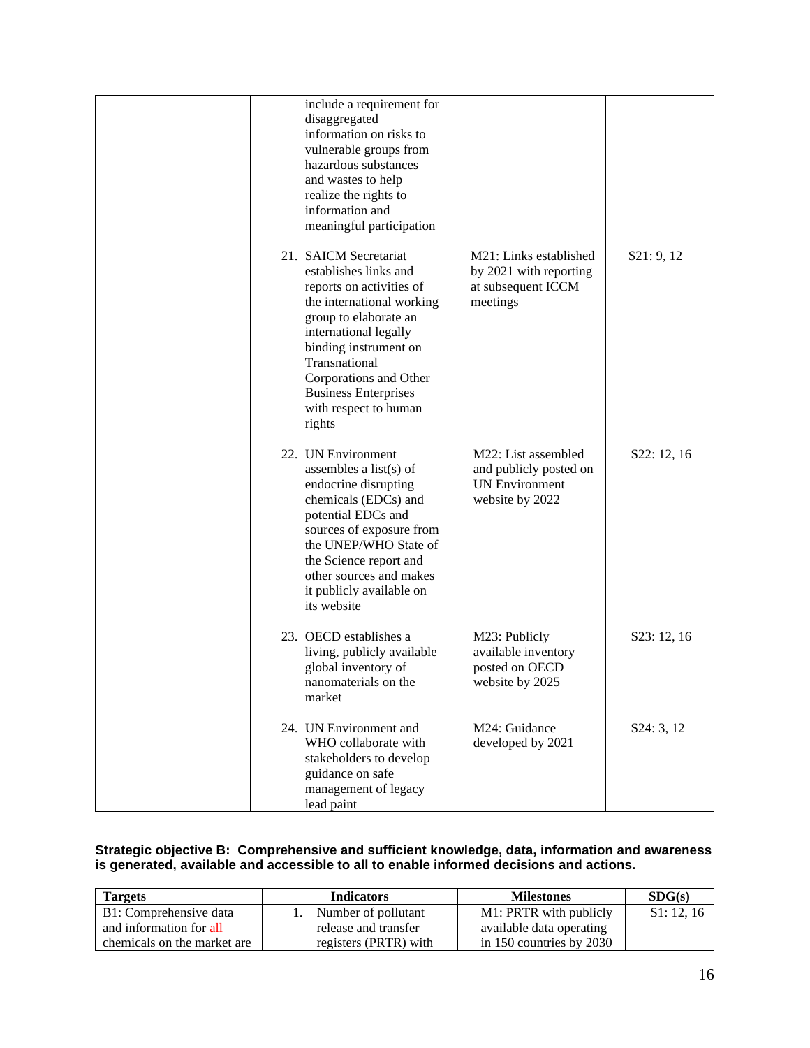| | | | |
|---|---|---|---|
| | include a requirement for disaggregated information on risks to vulnerable groups from hazardous substances and wastes to help realize the rights to information and meaningful participation | | |
| | 21. SAICM Secretariat establishes links and reports on activities of the international working group to elaborate an international legally binding instrument on Transnational Corporations and Other Business Enterprises with respect to human rights | M21: Links established by 2021 with reporting at subsequent ICCM meetings | S21: 9, 12 |
| | 22. UN Environment assembles a list(s) of endocrine disrupting chemicals (EDCs) and potential EDCs and sources of exposure from the UNEP/WHO State of the Science report and other sources and makes it publicly available on its website | M22: List assembled and publicly posted on UN Environment website by 2022 | S22: 12, 16 |
| | 23. OECD establishes a living, publicly available global inventory of nanomaterials on the market | M23: Publicly available inventory posted on OECD website by 2025 | S23: 12, 16 |
| | 24. UN Environment and WHO collaborate with stakeholders to develop guidance on safe management of legacy lead paint | M24: Guidance developed by 2021 | S24: 3, 12 |

**Strategic objective B: Comprehensive and sufficient knowledge, data, information and awareness is generated, available and accessible to all to enable informed decisions and actions.**

| Targets | Indicators | Milestones | SDG(s) |
|---|---|---|---|
| B1: Comprehensive data and information for all chemicals on the market are | 1. Number of pollutant release and transfer registers (PRTR) with | M1: PRTR with publicly available data operating in 150 countries by 2030 | S1: 12, 16 |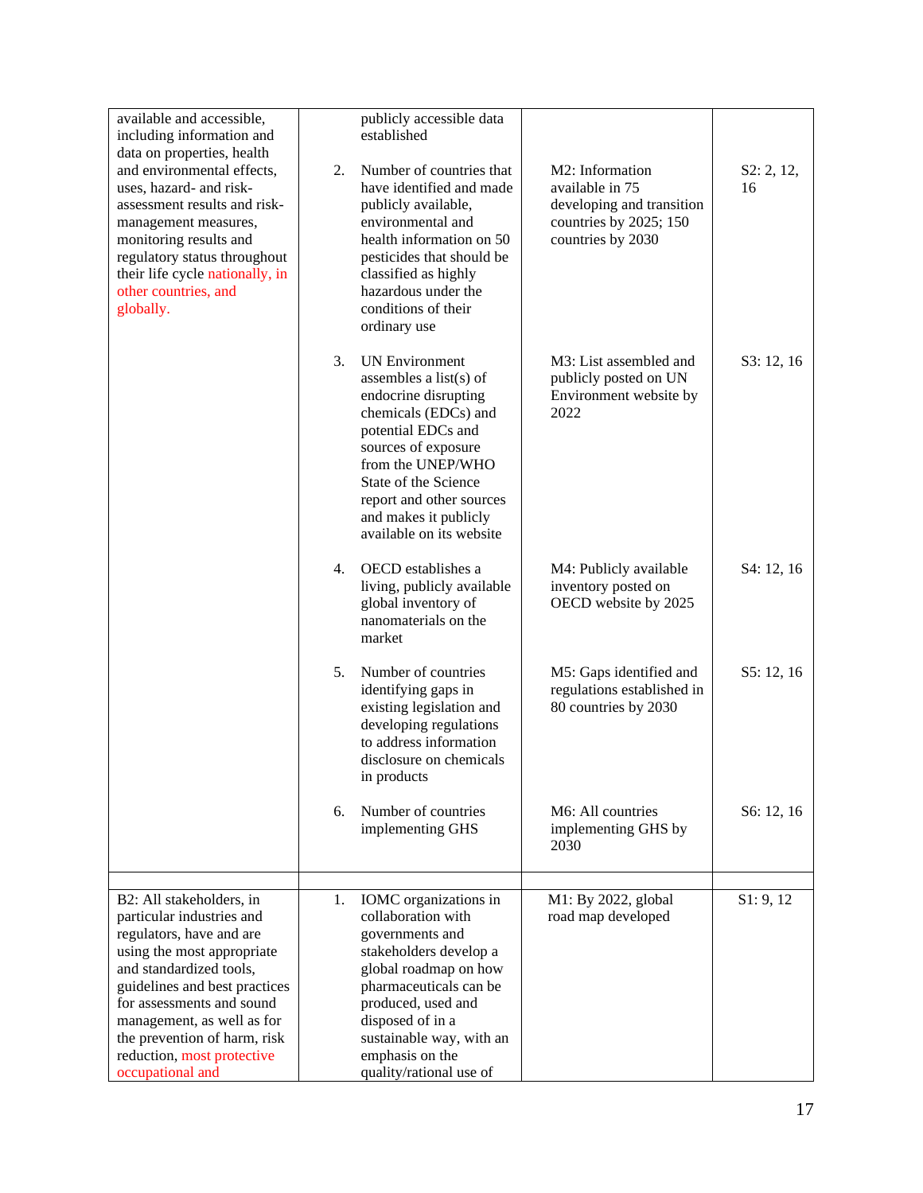| | | | |
|---|---|---|---|
| available and accessible, including information and data on properties, health and environmental effects, uses, hazard- and risk-assessment results and risk-management measures, monitoring results and regulatory status throughout their life cycle nationally, in other countries, and globally. | publicly accessible data established | | |
| | 2. Number of countries that have identified and made publicly available, environmental and health information on 50 pesticides that should be classified as highly hazardous under the conditions of their ordinary use | M2: Information available in 75 developing and transition countries by 2025; 150 countries by 2030 | S2: 2, 12, 16 |
| | 3. UN Environment assembles a list(s) of endocrine disrupting chemicals (EDCs) and potential EDCs and sources of exposure from the UNEP/WHO State of the Science report and other sources and makes it publicly available on its website | M3: List assembled and publicly posted on UN Environment website by 2022 | S3: 12, 16 |
| | 4. OECD establishes a living, publicly available global inventory of nanomaterials on the market | M4: Publicly available inventory posted on OECD website by 2025 | S4: 12, 16 |
| | 5. Number of countries identifying gaps in existing legislation and developing regulations to address information disclosure on chemicals in products | M5: Gaps identified and regulations established in 80 countries by 2030 | S5: 12, 16 |
| | 6. Number of countries implementing GHS | M6: All countries implementing GHS by 2030 | S6: 12, 16 |
| | | | |
| B2: All stakeholders, in particular industries and regulators, have and are using the most appropriate and standardized tools, guidelines and best practices for assessments and sound management, as well as for the prevention of harm, risk reduction, most protective occupational and | 1. IOMC organizations in collaboration with governments and stakeholders develop a global roadmap on how pharmaceuticals can be produced, used and disposed of in a sustainable way, with an emphasis on the quality/rational use of | M1: By 2022, global road map developed | S1: 9, 12 |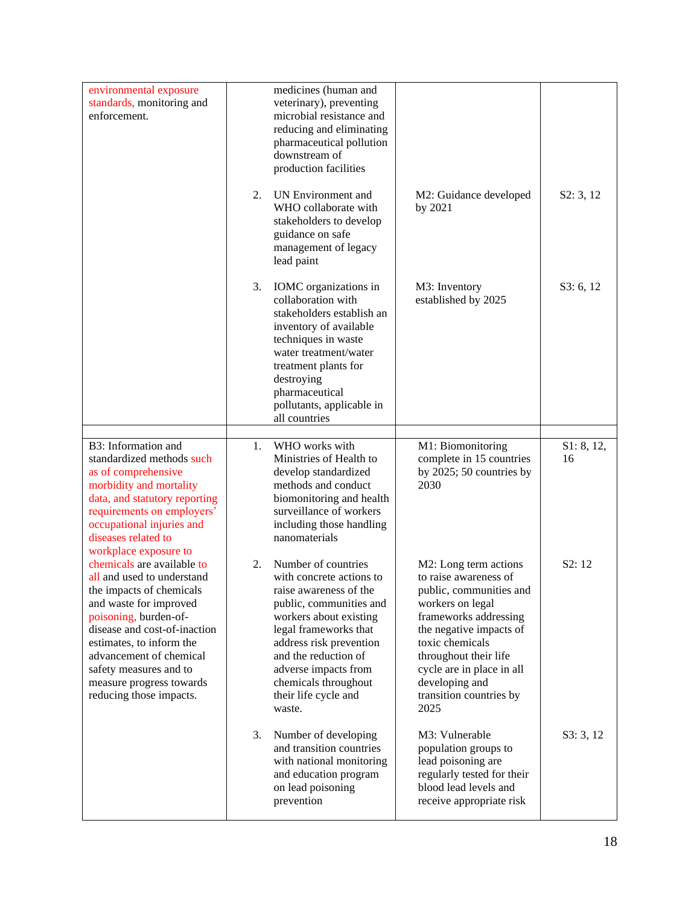| | | | |
|---|---|---|---|
| environmental exposure standards, monitoring and enforcement. | medicines (human and veterinary), preventing microbial resistance and reducing and eliminating pharmaceutical pollution downstream of production facilities | | |
| | 2. UN Environment and WHO collaborate with stakeholders to develop guidance on safe management of legacy lead paint | M2: Guidance developed by 2021 | S2: 3, 12 |
| | 3. IOMC organizations in collaboration with stakeholders establish an inventory of available techniques in waste water treatment/water treatment plants for destroying pharmaceutical pollutants, applicable in all countries | M3: Inventory established by 2025 | S3: 6, 12 |
| | | | |
| B3: Information and standardized methods such as of comprehensive morbidity and mortality data, and statutory reporting requirements on employers' occupational injuries and diseases related to workplace exposure to chemicals are available to all and used to understand the impacts of chemicals and waste for improved poisoning, burden-of-disease and cost-of-inaction estimates, to inform the advancement of chemical safety measures and to measure progress towards reducing those impacts. | 1. WHO works with Ministries of Health to develop standardized methods and conduct biomonitoring and health surveillance of workers including those handling nanomaterials | M1: Biomonitoring complete in 15 countries by 2025; 50 countries by 2030 | S1: 8, 12, 16 |
| | 2. Number of countries with concrete actions to raise awareness of the public, communities and workers about existing legal frameworks that address risk prevention and the reduction of adverse impacts from chemicals throughout their life cycle and waste. | M2: Long term actions to raise awareness of public, communities and workers on legal frameworks addressing the negative impacts of toxic chemicals throughout their life cycle are in place in all developing and transition countries by 2025 | S2: 12 |
| | 3. Number of developing and transition countries with national monitoring and education program on lead poisoning prevention | M3: Vulnerable population groups to lead poisoning are regularly tested for their blood lead levels and receive appropriate risk | S3: 3, 12 |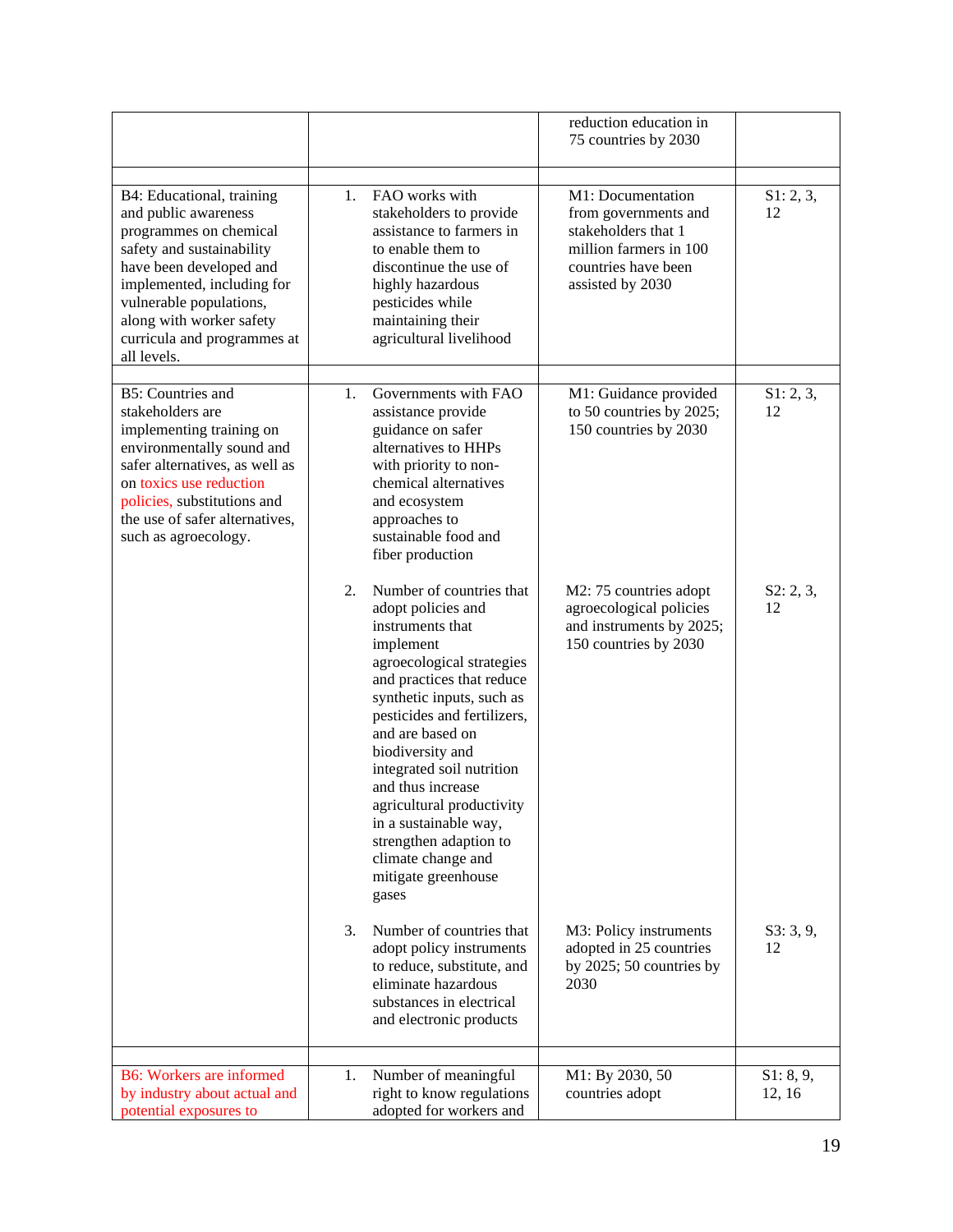| | | | |
|---|---|---|---|
| | | reduction education in 75 countries by 2030 | |
| | | | |
| B4: Educational, training and public awareness programmes on chemical safety and sustainability have been developed and implemented, including for vulnerable populations, along with worker safety curricula and programmes at all levels. | 1. FAO works with stakeholders to provide assistance to farmers in to enable them to discontinue the use of highly hazardous pesticides while maintaining their agricultural livelihood | M1: Documentation from governments and stakeholders that 1 million farmers in 100 countries have been assisted by 2030 | S1: 2, 3, 12 |
| | | | |
| B5: Countries and stakeholders are implementing training on environmentally sound and safer alternatives, as well as on toxics use reduction policies, substitutions and the use of safer alternatives, such as agroecology. | 1. Governments with FAO assistance provide guidance on safer alternatives to HHPs with priority to non-chemical alternatives and ecosystem approaches to sustainable food and fiber production | M1: Guidance provided to 50 countries by 2025; 150 countries by 2030 | S1: 2, 3, 12 |
| | 2. Number of countries that adopt policies and instruments that implement agroecological strategies and practices that reduce synthetic inputs, such as pesticides and fertilizers, and are based on biodiversity and integrated soil nutrition and thus increase agricultural productivity in a sustainable way, strengthen adaption to climate change and mitigate greenhouse gases | M2: 75 countries adopt agroecological policies and instruments by 2025; 150 countries by 2030 | S2: 2, 3, 12 |
| | 3. Number of countries that adopt policy instruments to reduce, substitute, and eliminate hazardous substances in electrical and electronic products | M3: Policy instruments adopted in 25 countries by 2025; 50 countries by 2030 | S3: 3, 9, 12 |
| | | | |
| B6: Workers are informed by industry about actual and potential exposures to | 1. Number of meaningful right to know regulations adopted for workers and | M1: By 2030, 50 countries adopt | S1: 8, 9, 12, 16 |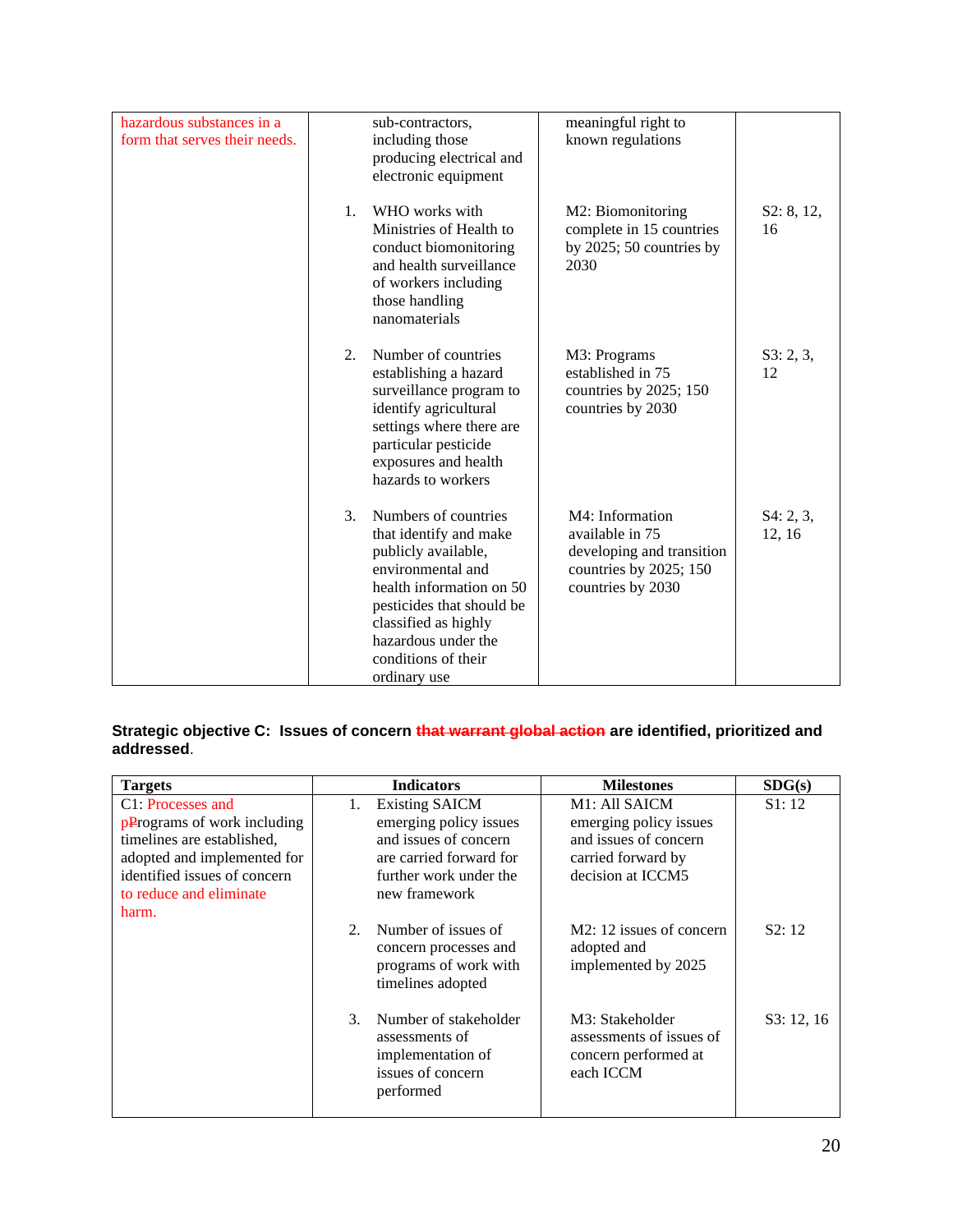| | | | |
|---|---|---|---|
| hazardous substances in a form that serves their needs. | sub-contractors, including those producing electrical and electronic equipment | meaningful right to known regulations | |
| | 1. WHO works with Ministries of Health to conduct biomonitoring and health surveillance of workers including those handling nanomaterials | M2: Biomonitoring complete in 15 countries by 2025; 50 countries by 2030 | S2: 8, 12, 16 |
| | 2. Number of countries establishing a hazard surveillance program to identify agricultural settings where there are particular pesticide exposures and health hazards to workers | M3: Programs established in 75 countries by 2025; 150 countries by 2030 | S3: 2, 3, 12 |
| | 3. Numbers of countries that identify and make publicly available, environmental and health information on 50 pesticides that should be classified as highly hazardous under the conditions of their ordinary use | M4: Information available in 75 developing and transition countries by 2025; 150 countries by 2030 | S4: 2, 3, 12, 16 |

**Strategic objective C: Issues of concern ~~that warrant global action~~ are identified, prioritized and addressed**.

| Targets | Indicators | Milestones | SDG(s) |
|---|---|---|---|
| C1: Processes and p~~P~~rograms of work including timelines are established, adopted and implemented for identified issues of concern to reduce and eliminate harm. | 1. Existing SAICM emerging policy issues and issues of concern are carried forward for further work under the new framework | M1: All SAICM emerging policy issues and issues of concern carried forward by decision at ICCM5 | S1: 12 |
| | 2. Number of issues of concern processes and programs of work with timelines adopted | M2: 12 issues of concern adopted and implemented by 2025 | S2: 12 |
| | 3. Number of stakeholder assessments of implementation of issues of concern performed | M3: Stakeholder assessments of issues of concern performed at each ICCM | S3: 12, 16 |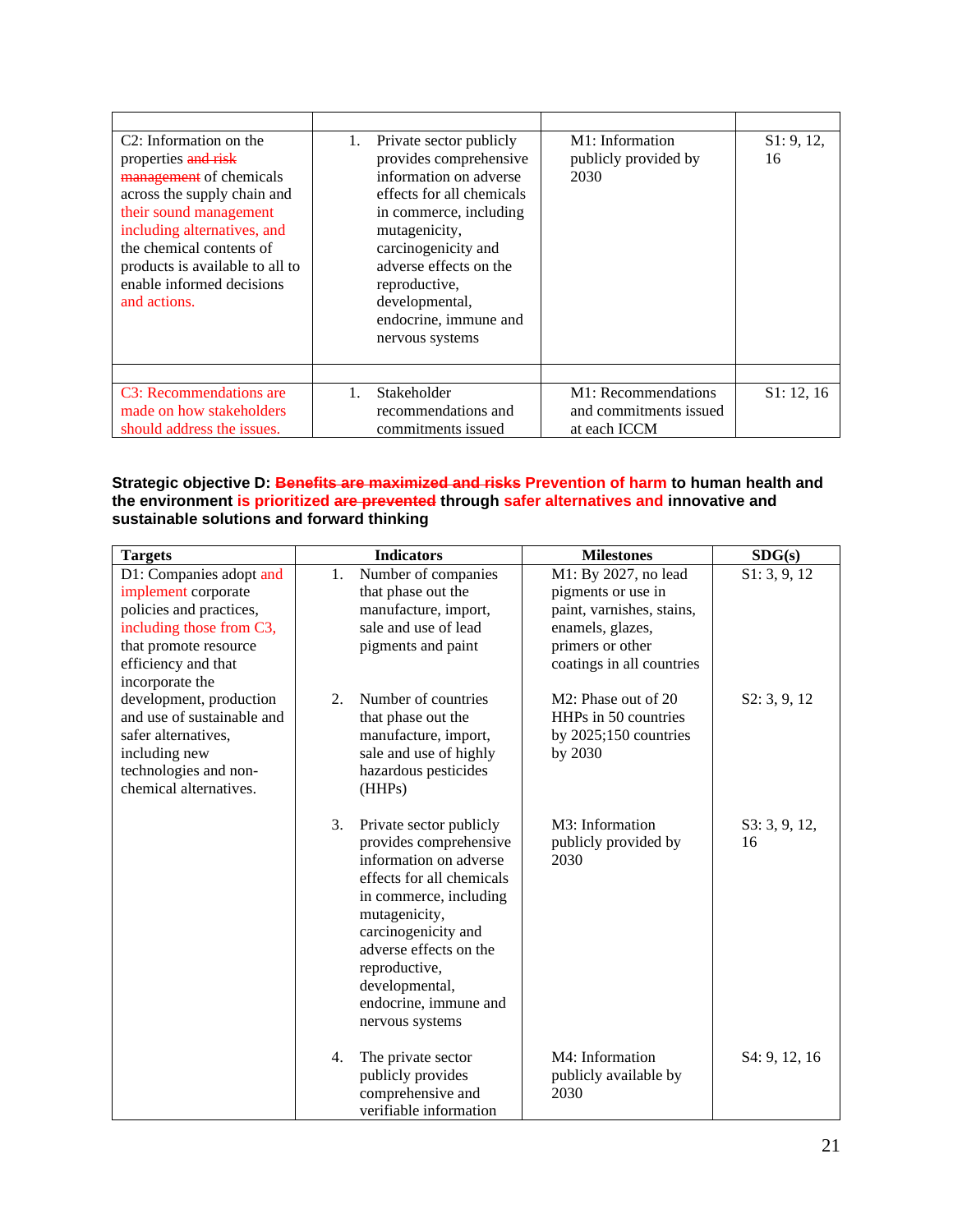| | | | |
|---|---|---|---|
| C2: Information on the properties ~~and risk management~~ of chemicals across the supply chain and their sound management including alternatives, and the chemical contents of products is available to all to enable informed decisions and actions. | 1. Private sector publicly provides comprehensive information on adverse effects for all chemicals in commerce, including mutagenicity, carcinogenicity and adverse effects on the reproductive, developmental, endocrine, immune and nervous systems | M1: Information publicly provided by 2030 | S1: 9, 12, 16 |
| | | | |
| C3: Recommendations are made on how stakeholders should address the issues. | 1. Stakeholder recommendations and commitments issued | M1: Recommendations and commitments issued at each ICCM | S1: 12, 16 |

**Strategic objective D: ~~Benefits are maximized and risks~~ Prevention of harm to human health and the environment is prioritized ~~are prevented~~ through safer alternatives and innovative and sustainable solutions and forward thinking**

| Targets | Indicators | Milestones | SDG(s) |
|---|---|---|---|
| D1: Companies adopt and implement corporate policies and practices, including those from C3, that promote resource efficiency and that incorporate the development, production and use of sustainable and safer alternatives, including new technologies and non-chemical alternatives. | 1. Number of companies that phase out the manufacture, import, sale and use of lead pigments and paint | M1: By 2027, no lead pigments or use in paint, varnishes, stains, enamels, glazes, primers or other coatings in all countries | S1: 3, 9, 12 |
| | 2. Number of countries that phase out the manufacture, import, sale and use of highly hazardous pesticides (HHPs) | M2: Phase out of 20 HHPs in 50 countries by 2025;150 countries by 2030 | S2: 3, 9, 12 |
| | 3. Private sector publicly provides comprehensive information on adverse effects for all chemicals in commerce, including mutagenicity, carcinogenicity and adverse effects on the reproductive, developmental, endocrine, immune and nervous systems | M3: Information publicly provided by 2030 | S3: 3, 9, 12, 16 |
| | 4. The private sector publicly provides comprehensive and verifiable information | M4: Information publicly available by 2030 | S4: 9, 12, 16 |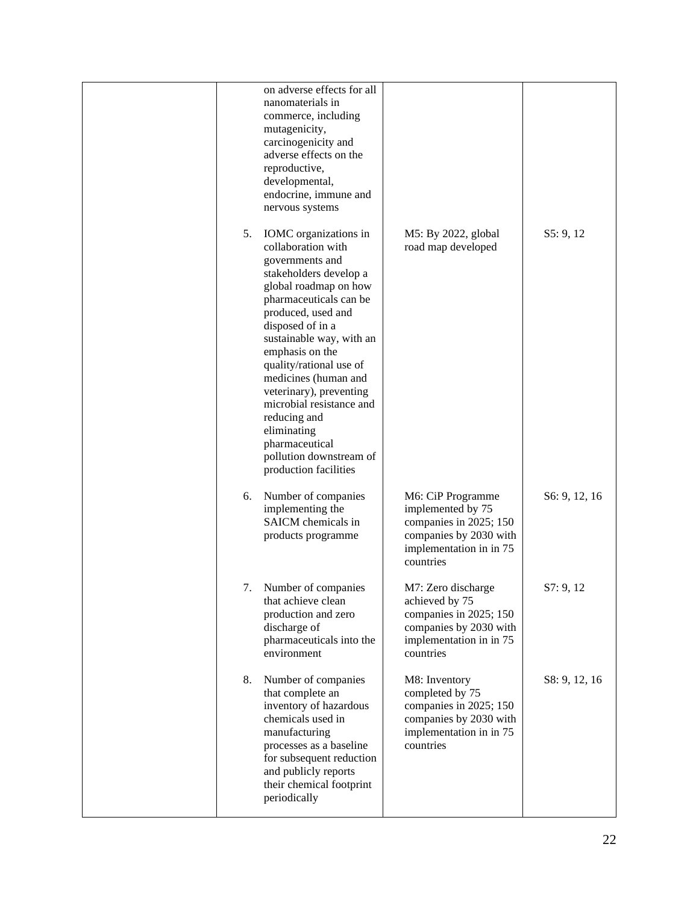| | | | |
|---|---|---|---|
| | on adverse effects for all nanomaterials in commerce, including mutagenicity, carcinogenicity and adverse effects on the reproductive, developmental, endocrine, immune and nervous systems | | |
| | 5. IOMC organizations in collaboration with governments and stakeholders develop a global roadmap on how pharmaceuticals can be produced, used and disposed of in a sustainable way, with an emphasis on the quality/rational use of medicines (human and veterinary), preventing microbial resistance and reducing and eliminating pharmaceutical pollution downstream of production facilities | M5: By 2022, global road map developed | S5: 9, 12 |
| | 6. Number of companies implementing the SAICM chemicals in products programme | M6: CiP Programme implemented by 75 companies in 2025; 150 companies by 2030 with implementation in in 75 countries | S6: 9, 12, 16 |
| | 7. Number of companies that achieve clean production and zero discharge of pharmaceuticals into the environment | M7: Zero discharge achieved by 75 companies in 2025; 150 companies by 2030 with implementation in in 75 countries | S7: 9, 12 |
| | 8. Number of companies that complete an inventory of hazardous chemicals used in manufacturing processes as a baseline for subsequent reduction and publicly reports their chemical footprint periodically | M8: Inventory completed by 75 companies in 2025; 150 companies by 2030 with implementation in in 75 countries | S8: 9, 12, 16 |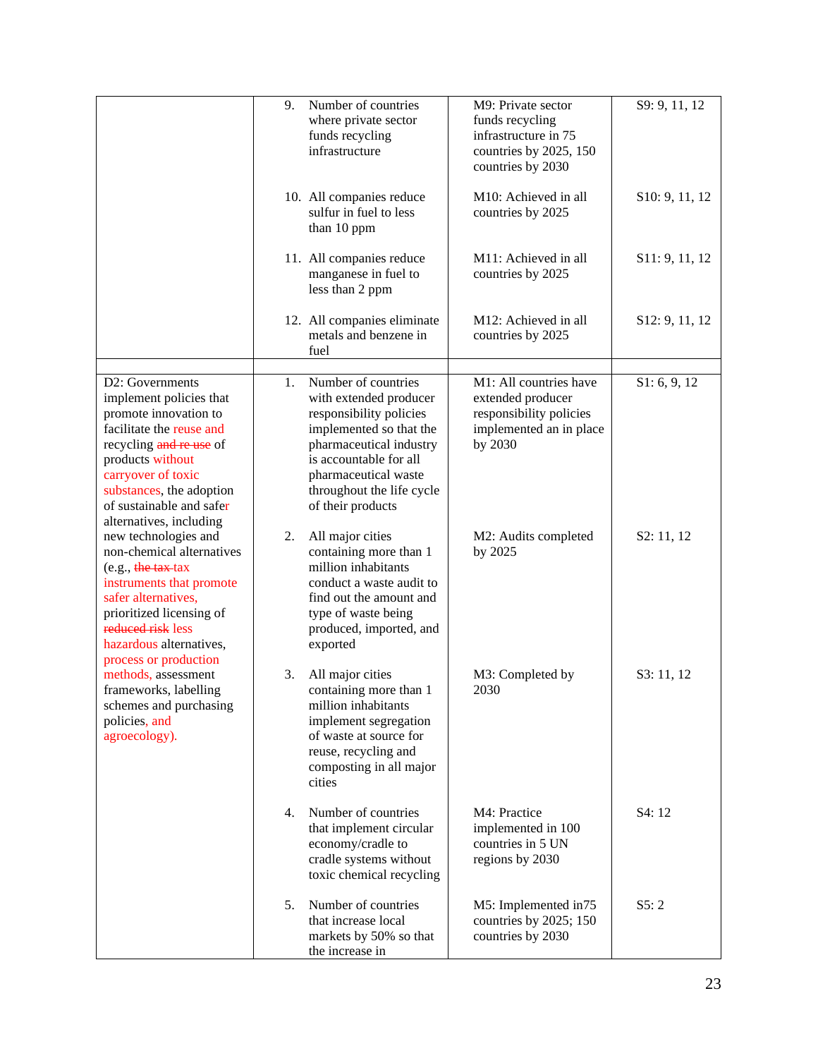|  |  |  |  |
|---|---|---|---|
|  | 9. Number of countries where private sector funds recycling infrastructure | M9: Private sector funds recycling infrastructure in 75 countries by 2025, 150 countries by 2030 | S9: 9, 11, 12 |
|  | 10. All companies reduce sulfur in fuel to less than 10 ppm | M10: Achieved in all countries by 2025 | S10: 9, 11, 12 |
|  | 11. All companies reduce manganese in fuel to less than 2 ppm | M11: Achieved in all countries by 2025 | S11: 9, 11, 12 |
|  | 12. All companies eliminate metals and benzene in fuel | M12: Achieved in all countries by 2025 | S12: 9, 11, 12 |
|  |  |  |  |
| D2: Governments implement policies that promote innovation to facilitate the reuse and recycling ~~and re use~~ of products without carryover of toxic substances, the adoption of sustainable and safer alternatives, including new technologies and non-chemical alternatives (e.g., ~~the tax~~ tax instruments that promote safer alternatives, prioritized licensing of ~~reduced risk~~ less hazardous alternatives, process or production methods, assessment frameworks, labelling schemes and purchasing policies, and agroecology). | 1. Number of countries with extended producer responsibility policies implemented so that the pharmaceutical industry is accountable for all pharmaceutical waste throughout the life cycle of their products | M1: All countries have extended producer responsibility policies implemented an in place by 2030 | S1: 6, 9, 12 |
|  | 2. All major cities containing more than 1 million inhabitants conduct a waste audit to find out the amount and type of waste being produced, imported, and exported | M2: Audits completed by 2025 | S2: 11, 12 |
|  | 3. All major cities containing more than 1 million inhabitants implement segregation of waste at source for reuse, recycling and composting in all major cities | M3: Completed by 2030 | S3: 11, 12 |
|  | 4. Number of countries that implement circular economy/cradle to cradle systems without toxic chemical recycling | M4: Practice implemented in 100 countries in 5 UN regions by 2030 | S4: 12 |
|  | 5. Number of countries that increase local markets by 50% so that the increase in | M5: Implemented in75 countries by 2025; 150 countries by 2030 | S5: 2 |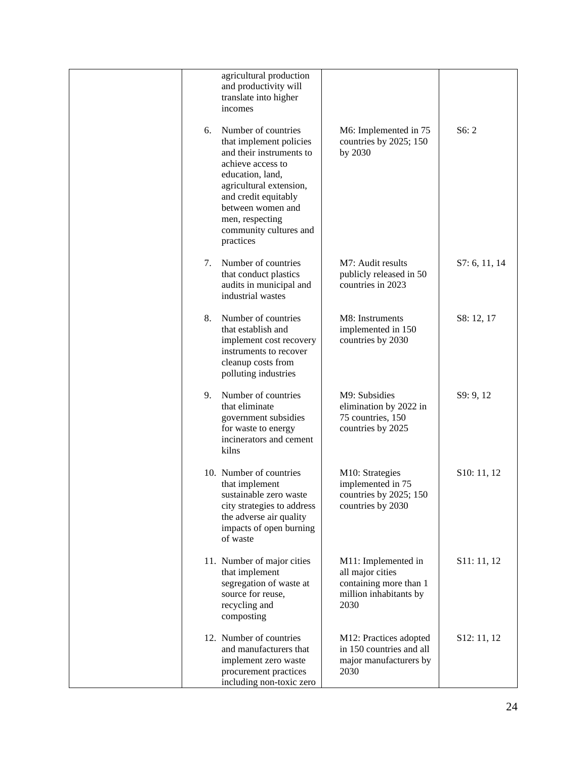| | | | |
|---|---|---|---|
| | agricultural production and productivity will translate into higher incomes | | |
| | 6. Number of countries that implement policies and their instruments to achieve access to education, land, agricultural extension, and credit equitably between women and men, respecting community cultures and practices | M6: Implemented in 75 countries by 2025; 150 by 2030 | S6: 2 |
| | 7. Number of countries that conduct plastics audits in municipal and industrial wastes | M7: Audit results publicly released in 50 countries in 2023 | S7: 6, 11, 14 |
| | 8. Number of countries that establish and implement cost recovery instruments to recover cleanup costs from polluting industries | M8: Instruments implemented in 150 countries by 2030 | S8: 12, 17 |
| | 9. Number of countries that eliminate government subsidies for waste to energy incinerators and cement kilns | M9: Subsidies elimination by 2022 in 75 countries, 150 countries by 2025 | S9: 9, 12 |
| | 10. Number of countries that implement sustainable zero waste city strategies to address the adverse air quality impacts of open burning of waste | M10: Strategies implemented in 75 countries by 2025; 150 countries by 2030 | S10: 11, 12 |
| | 11. Number of major cities that implement segregation of waste at source for reuse, recycling and composting | M11: Implemented in all major cities containing more than 1 million inhabitants by 2030 | S11: 11, 12 |
| | 12. Number of countries and manufacturers that implement zero waste procurement practices including non-toxic zero | M12: Practices adopted in 150 countries and all major manufacturers by 2030 | S12: 11, 12 |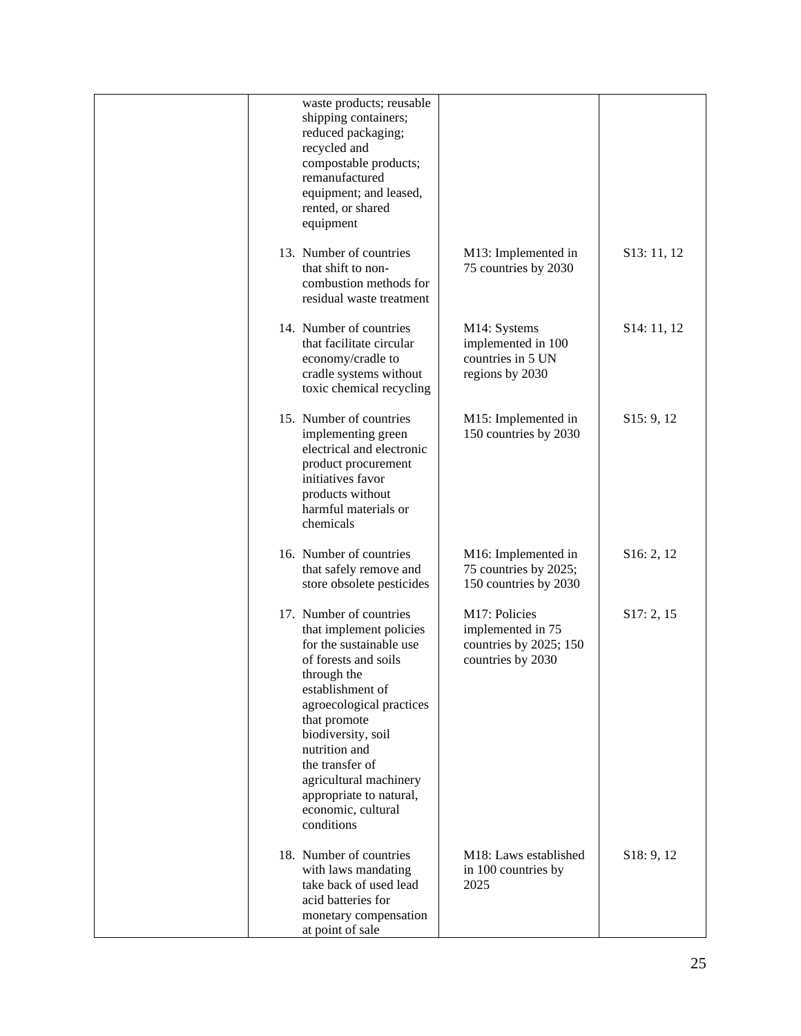| | | | |
|---|---|---|---|
| | waste products; reusable shipping containers; reduced packaging; recycled and compostable products; remanufactured equipment; and leased, rented, or shared equipment | | |
| | 13. Number of countries that shift to non-combustion methods for residual waste treatment | M13: Implemented in 75 countries by 2030 | S13: 11, 12 |
| | 14. Number of countries that facilitate circular economy/cradle to cradle systems without toxic chemical recycling | M14: Systems implemented in 100 countries in 5 UN regions by 2030 | S14: 11, 12 |
| | 15. Number of countries implementing green electrical and electronic product procurement initiatives favor products without harmful materials or chemicals | M15: Implemented in 150 countries by 2030 | S15: 9, 12 |
| | 16. Number of countries that safely remove and store obsolete pesticides | M16: Implemented in 75 countries by 2025; 150 countries by 2030 | S16: 2, 12 |
| | 17. Number of countries that implement policies for the sustainable use of forests and soils through the establishment of agroecological practices that promote biodiversity, soil nutrition and the transfer of agricultural machinery appropriate to natural, economic, cultural conditions | M17: Policies implemented in 75 countries by 2025; 150 countries by 2030 | S17: 2, 15 |
| | 18. Number of countries with laws mandating take back of used lead acid batteries for monetary compensation at point of sale | M18: Laws established in 100 countries by 2025 | S18: 9, 12 |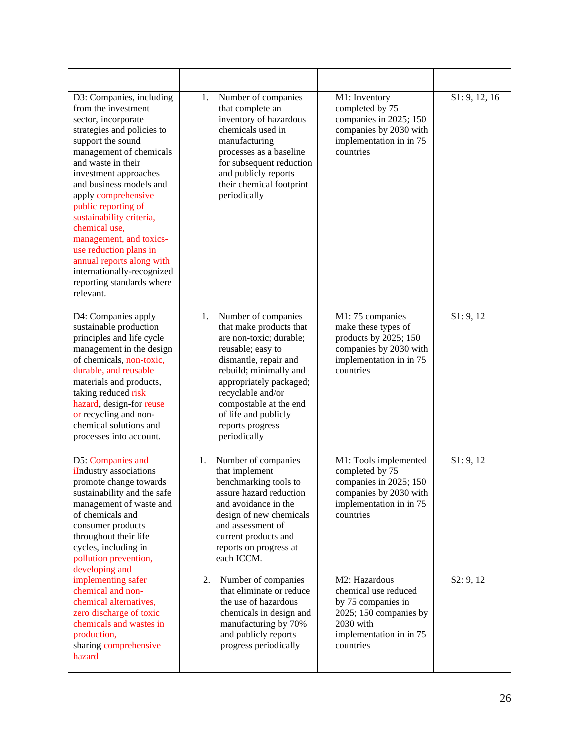| | | | |
|---|---|---|---|
| | | | |
| D3: Companies, including from the investment sector, incorporate strategies and policies to support the sound management of chemicals and waste in their investment approaches and business models and apply comprehensive public reporting of sustainability criteria, chemical use, management, and toxics-use reduction plans in annual reports along with internationally-recognized reporting standards where relevant. | 1. Number of companies that complete an inventory of hazardous chemicals used in manufacturing processes as a baseline for subsequent reduction and publicly reports their chemical footprint periodically | M1: Inventory completed by 75 companies in 2025; 150 companies by 2030 with implementation in in 75 countries | S1: 9, 12, 16 |
| | | | |
| D4: Companies apply sustainable production principles and life cycle management in the design of chemicals, non-toxic, durable, and reusable materials and products, taking reduced ~~risk~~ hazard, design-for reuse or recycling and non-chemical solutions and processes into account. | 1. Number of companies that make products that are non-toxic; durable; reusable; easy to dismantle, repair and rebuild; minimally and appropriately packaged; recyclable and/or compostable at the end of life and publicly reports progress periodically | M1: 75 companies make these types of products by 2025; 150 companies by 2030 with implementation in in 75 countries | S1: 9, 12 |
| | | | |
| D5: Companies and i~~I~~ndustry associations promote change towards sustainability and the safe management of waste and of chemicals and consumer products throughout their life cycles, including in pollution prevention, developing and implementing safer chemical and non-chemical alternatives, zero discharge of toxic chemicals and wastes in production, sharing comprehensive hazard | 1. Number of companies that implement benchmarking tools to assure hazard reduction and avoidance in the design of new chemicals and assessment of current products and reports on progress at each ICCM.<br><br>2. Number of companies that eliminate or reduce the use of hazardous chemicals in design and manufacturing by 70% and publicly reports progress periodically | M1: Tools implemented completed by 75 companies in 2025; 150 companies by 2030 with implementation in in 75 countries<br><br>M2: Hazardous chemical use reduced by 75 companies in 2025; 150 companies by 2030 with implementation in in 75 countries | S1: 9, 12<br><br>S2: 9, 12 |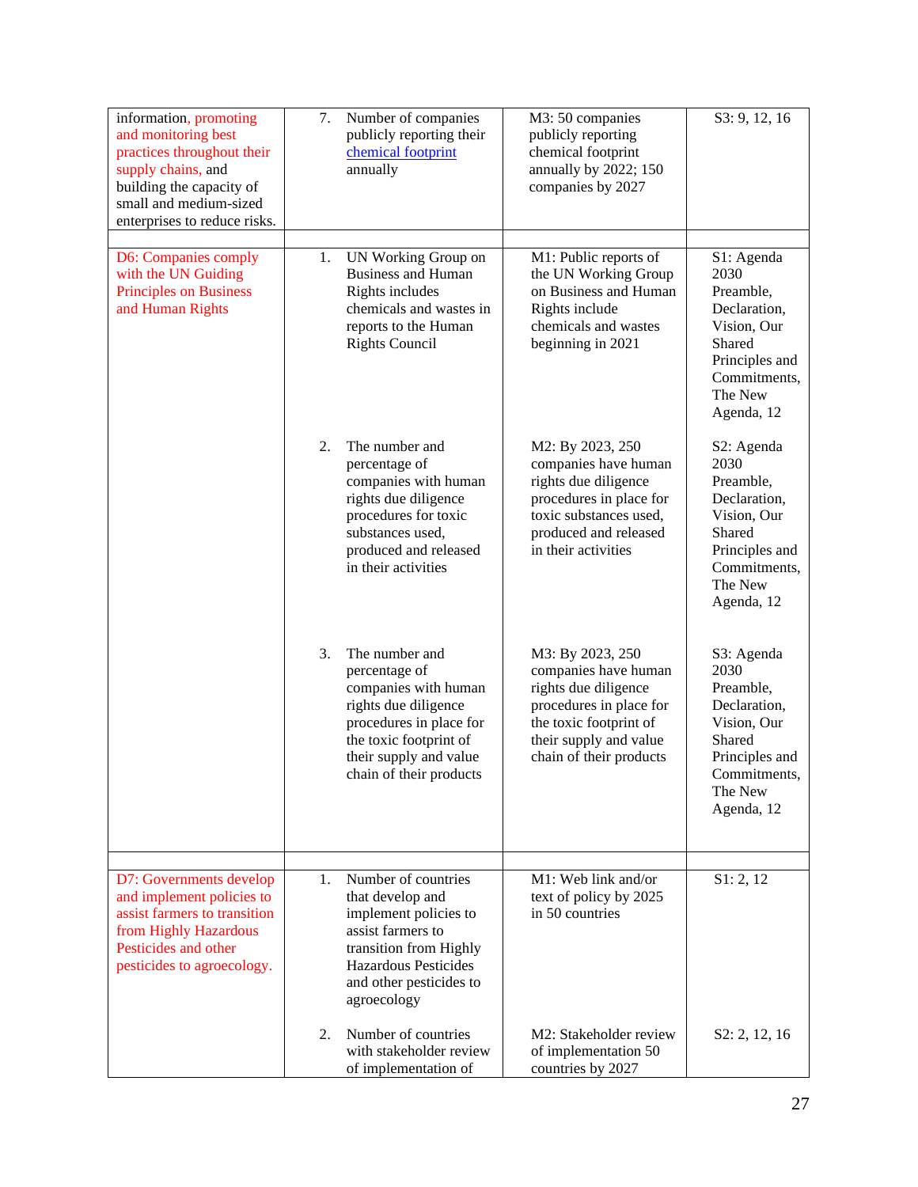| | | | |
|---|---|---|---|
| information, promoting and monitoring best practices throughout their supply chains, and building the capacity of small and medium-sized enterprises to reduce risks. | 7. Number of companies publicly reporting their chemical footprint annually | M3: 50 companies publicly reporting chemical footprint annually by 2022; 150 companies by 2027 | S3: 9, 12, 16 |
| | | | |
| D6: Companies comply with the UN Guiding Principles on Business and Human Rights | 1. UN Working Group on Business and Human Rights includes chemicals and wastes in reports to the Human Rights Council | M1: Public reports of the UN Working Group on Business and Human Rights include chemicals and wastes beginning in 2021 | S1: Agenda 2030 Preamble, Declaration, Vision, Our Shared Principles and Commitments, The New Agenda, 12 |
| | 2. The number and percentage of companies with human rights due diligence procedures for toxic substances used, produced and released in their activities | M2: By 2023, 250 companies have human rights due diligence procedures in place for toxic substances used, produced and released in their activities | S2: Agenda 2030 Preamble, Declaration, Vision, Our Shared Principles and Commitments, The New Agenda, 12 |
| | 3. The number and percentage of companies with human rights due diligence procedures in place for the toxic footprint of their supply and value chain of their products | M3: By 2023, 250 companies have human rights due diligence procedures in place for the toxic footprint of their supply and value chain of their products | S3: Agenda 2030 Preamble, Declaration, Vision, Our Shared Principles and Commitments, The New Agenda, 12 |
| | | | |
| D7: Governments develop and implement policies to assist farmers to transition from Highly Hazardous Pesticides and other pesticides to agroecology. | 1. Number of countries that develop and implement policies to assist farmers to transition from Highly Hazardous Pesticides and other pesticides to agroecology | M1: Web link and/or text of policy by 2025 in 50 countries | S1: 2, 12 |
| | 2. Number of countries with stakeholder review of implementation of | M2: Stakeholder review of implementation 50 countries by 2027 | S2: 2, 12, 16 |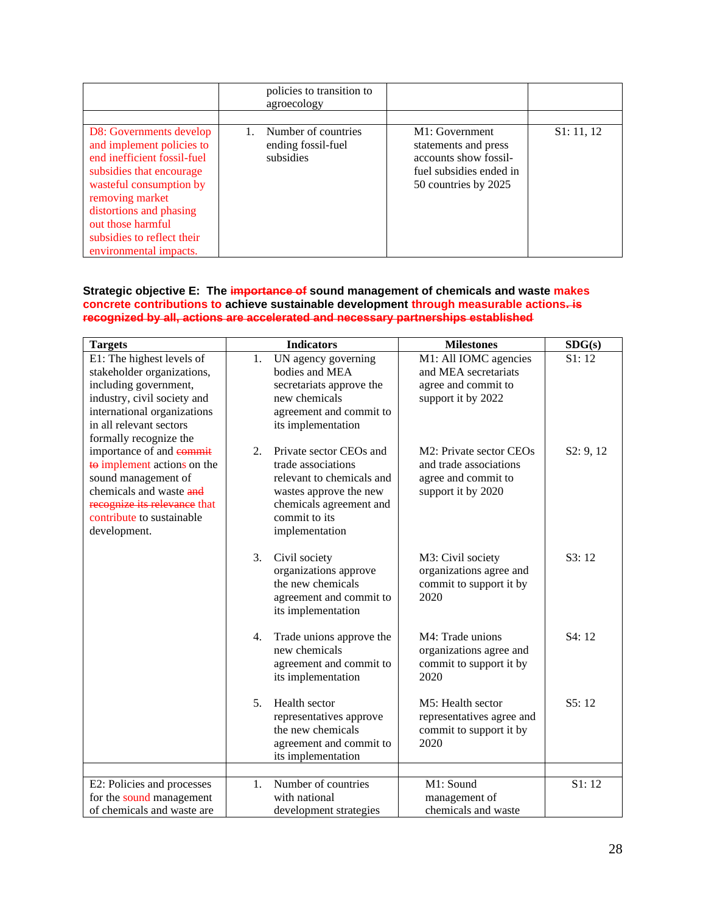| | policies to transition to agroecology | | |
|---|---|---|---|
| | | | |
| D8: Governments develop and implement policies to end inefficient fossil-fuel subsidies that encourage wasteful consumption by removing market distortions and phasing out those harmful subsidies to reflect their environmental impacts. | 1. Number of countries ending fossil-fuel subsidies | M1: Government statements and press accounts show fossil-fuel subsidies ended in 50 countries by 2025 | S1: 11, 12 |

**Strategic objective E: The ~~importance of~~ sound management of chemicals and waste makes concrete contributions to achieve sustainable development through measurable actions. ~~is recognized by all, actions are accelerated and necessary partnerships established~~**

| Targets | Indicators | Milestones | SDG(s) |
|---|---|---|---|
| E1: The highest levels of stakeholder organizations, including government, industry, civil society and international organizations in all relevant sectors formally recognize the importance of and ~~commit to~~ implement actions on the sound management of chemicals and waste ~~and recognize its relevance~~ that contribute to sustainable development. | 1. UN agency governing bodies and MEA secretariats approve the new chemicals agreement and commit to its implementation | M1: All IOMC agencies and MEA secretariats agree and commit to support it by 2022 | S1: 12 |
| | 2. Private sector CEOs and trade associations relevant to chemicals and wastes approve the new chemicals agreement and commit to its implementation | M2: Private sector CEOs and trade associations agree and commit to support it by 2020 | S2: 9, 12 |
| | 3. Civil society organizations approve the new chemicals agreement and commit to its implementation | M3: Civil society organizations agree and commit to support it by 2020 | S3: 12 |
| | 4. Trade unions approve the new chemicals agreement and commit to its implementation | M4: Trade unions organizations agree and commit to support it by 2020 | S4: 12 |
| | 5. Health sector representatives approve the new chemicals agreement and commit to its implementation | M5: Health sector representatives agree and commit to support it by 2020 | S5: 12 |
| | | | |
| E2: Policies and processes for the sound management of chemicals and waste are | 1. Number of countries with national development strategies | M1: Sound management of chemicals and waste | S1: 12 |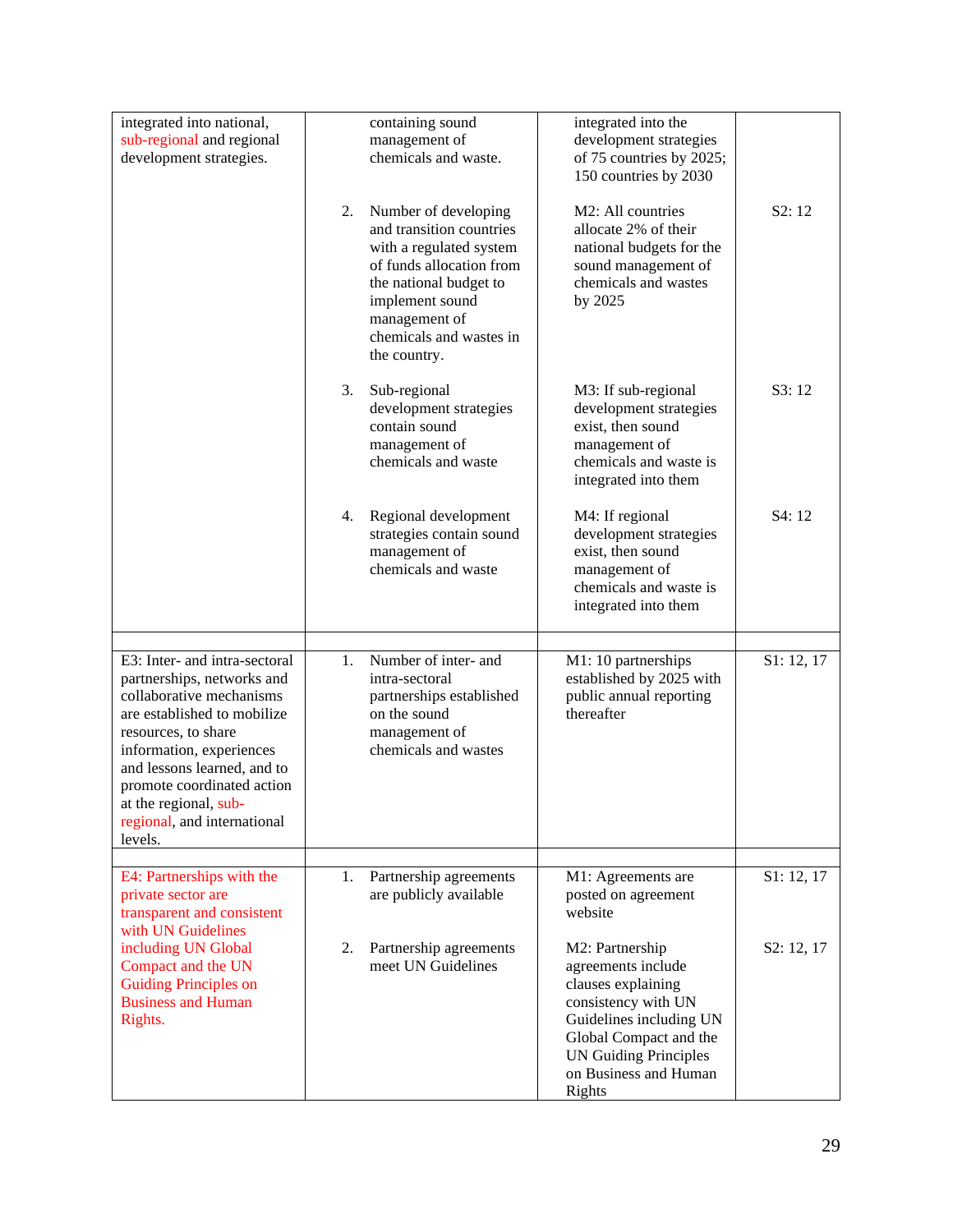| | | | |
|---|---|---|---|
| integrated into national, sub-regional and regional development strategies. | containing sound management of chemicals and waste. | integrated into the development strategies of 75 countries by 2025; 150 countries by 2030 | |
| | 2. Number of developing and transition countries with a regulated system of funds allocation from the national budget to implement sound management of chemicals and wastes in the country. | M2: All countries allocate 2% of their national budgets for the sound management of chemicals and wastes by 2025 | S2: 12 |
| | 3. Sub-regional development strategies contain sound management of chemicals and waste | M3: If sub-regional development strategies exist, then sound management of chemicals and waste is integrated into them | S3: 12 |
| | 4. Regional development strategies contain sound management of chemicals and waste | M4: If regional development strategies exist, then sound management of chemicals and waste is integrated into them | S4: 12 |
| | | | |
| E3: Inter- and intra-sectoral partnerships, networks and collaborative mechanisms are established to mobilize resources, to share information, experiences and lessons learned, and to promote coordinated action at the regional, sub-regional, and international levels. | 1. Number of inter- and intra-sectoral partnerships established on the sound management of chemicals and wastes | M1: 10 partnerships established by 2025 with public annual reporting thereafter | S1: 12, 17 |
| | | | |
| E4: Partnerships with the private sector are transparent and consistent with UN Guidelines including UN Global Compact and the UN Guiding Principles on Business and Human Rights. | 1. Partnership agreements are publicly available | M1: Agreements are posted on agreement website | S1: 12, 17 |
| | 2. Partnership agreements meet UN Guidelines | M2: Partnership agreements include clauses explaining consistency with UN Guidelines including UN Global Compact and the UN Guiding Principles on Business and Human Rights | S2: 12, 17 |